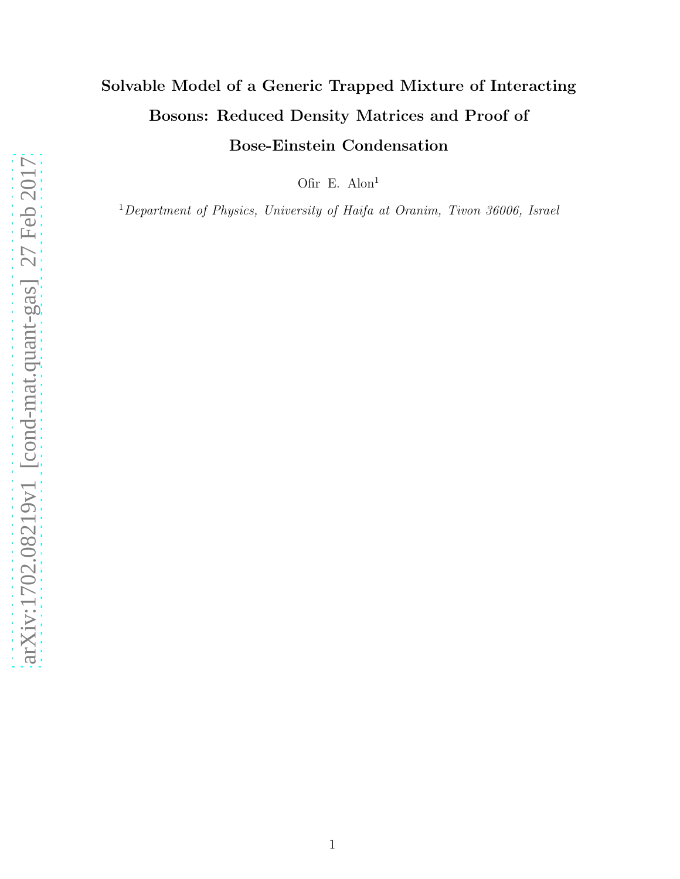# Solvable Model of a Generic Trapped Mixture of Interacting Bosons: Reduced Density Matrices and Proof of Bose-Einstein Condensation

Ofir E. Alon[1]

[1] *Department of Physics, University of Haifa at Oranim, Tivon 36006, Israel*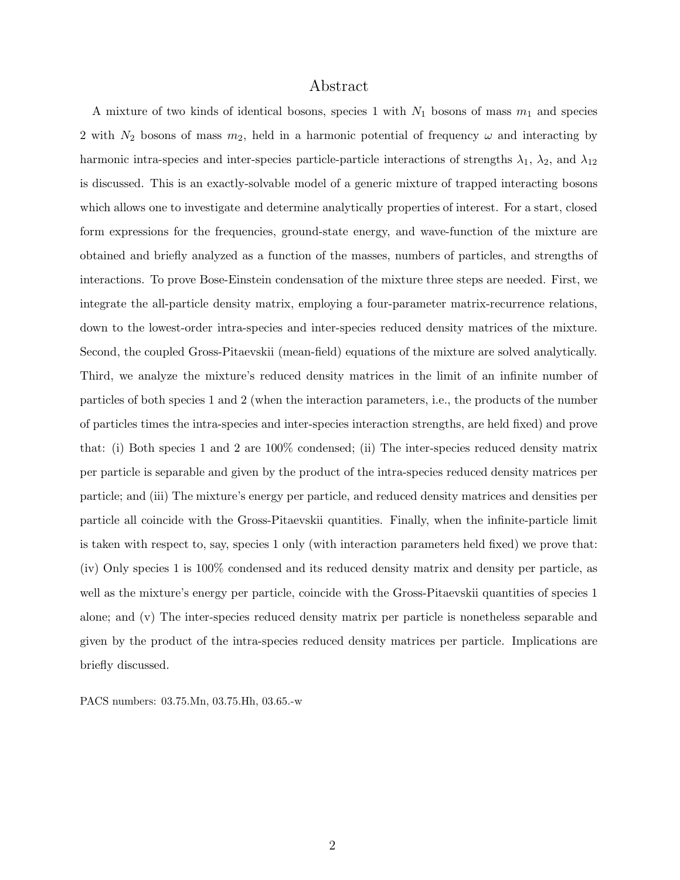## Abstract

A mixture of two kinds of identical bosons, species 1 with $N_1$ bosons of mass $m_1$ and species 2 with $N_2$ bosons of mass $m_2$, held in a harmonic potential of frequency $\omega$ and interacting by harmonic intra-species and inter-species particle-particle interactions of strengths $\lambda_1$, $\lambda_2$, and $\lambda_{12}$ is discussed. This is an exactly-solvable model of a generic mixture of trapped interacting bosons which allows one to investigate and determine analytically properties of interest. For a start, closed form expressions for the frequencies, ground-state energy, and wave-function of the mixture are obtained and briefly analyzed as a function of the masses, numbers of particles, and strengths of interactions. To prove Bose-Einstein condensation of the mixture three steps are needed. First, we integrate the all-particle density matrix, employing a four-parameter matrix-recurrence relations, down to the lowest-order intra-species and inter-species reduced density matrices of the mixture. Second, the coupled Gross-Pitaevskii (mean-field) equations of the mixture are solved analytically. Third, we analyze the mixture's reduced density matrices in the limit of an infinite number of particles of both species 1 and 2 (when the interaction parameters, i.e., the products of the number of particles times the intra-species and inter-species interaction strengths, are held fixed) and prove that: (i) Both species 1 and 2 are 100% condensed; (ii) The inter-species reduced density matrix per particle is separable and given by the product of the intra-species reduced density matrices per particle; and (iii) The mixture's energy per particle, and reduced density matrices and densities per particle all coincide with the Gross-Pitaevskii quantities. Finally, when the infinite-particle limit is taken with respect to, say, species 1 only (with interaction parameters held fixed) we prove that: (iv) Only species 1 is 100% condensed and its reduced density matrix and density per particle, as well as the mixture's energy per particle, coincide with the Gross-Pitaevskii quantities of species 1 alone; and (v) The inter-species reduced density matrix per particle is nonetheless separable and given by the product of the intra-species reduced density matrices per particle. Implications are briefly discussed.

PACS numbers: 03.75.Mn, 03.75.Hh, 03.65.-w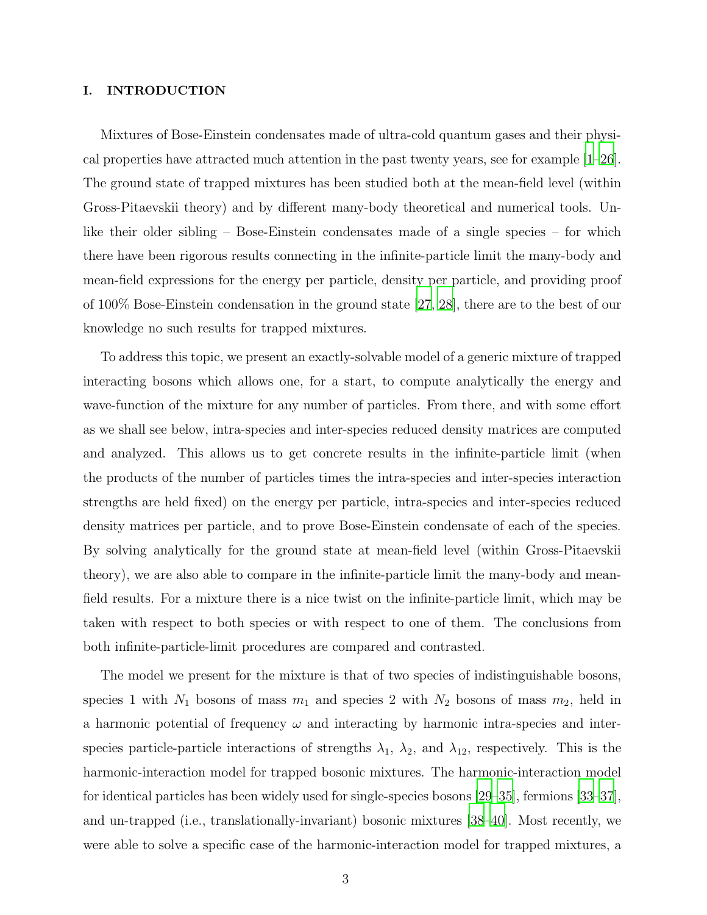## I. INTRODUCTION

Mixtures of Bose-Einstein condensates made of ultra-cold quantum gases and their physical properties have attracted much attention in the past twenty years, see for example [1–26]. The ground state of trapped mixtures has been studied both at the mean-field level (within Gross-Pitaevskii theory) and by different many-body theoretical and numerical tools. Unlike their older sibling – Bose-Einstein condensates made of a single species – for which there have been rigorous results connecting in the infinite-particle limit the many-body and mean-field expressions for the energy per particle, density per particle, and providing proof of 100% Bose-Einstein condensation in the ground state [27, 28], there are to the best of our knowledge no such results for trapped mixtures.

To address this topic, we present an exactly-solvable model of a generic mixture of trapped interacting bosons which allows one, for a start, to compute analytically the energy and wave-function of the mixture for any number of particles. From there, and with some effort as we shall see below, intra-species and inter-species reduced density matrices are computed and analyzed. This allows us to get concrete results in the infinite-particle limit (when the products of the number of particles times the intra-species and inter-species interaction strengths are held fixed) on the energy per particle, intra-species and inter-species reduced density matrices per particle, and to prove Bose-Einstein condensate of each of the species. By solving analytically for the ground state at mean-field level (within Gross-Pitaevskii theory), we are also able to compare in the infinite-particle limit the many-body and mean-field results. For a mixture there is a nice twist on the infinite-particle limit, which may be taken with respect to both species or with respect to one of them. The conclusions from both infinite-particle-limit procedures are compared and contrasted.

The model we present for the mixture is that of two species of indistinguishable bosons, species 1 with $N_1$ bosons of mass $m_1$ and species 2 with $N_2$ bosons of mass $m_2$, held in a harmonic potential of frequency $\omega$ and interacting by harmonic intra-species and inter-species particle-particle interactions of strengths $\lambda_1$, $\lambda_2$, and $\lambda_{12}$, respectively. This is the harmonic-interaction model for trapped bosonic mixtures. The harmonic-interaction model for identical particles has been widely used for single-species bosons [29–35], fermions [33–37], and un-trapped (i.e., translationally-invariant) bosonic mixtures [38–40]. Most recently, we were able to solve a specific case of the harmonic-interaction model for trapped mixtures, a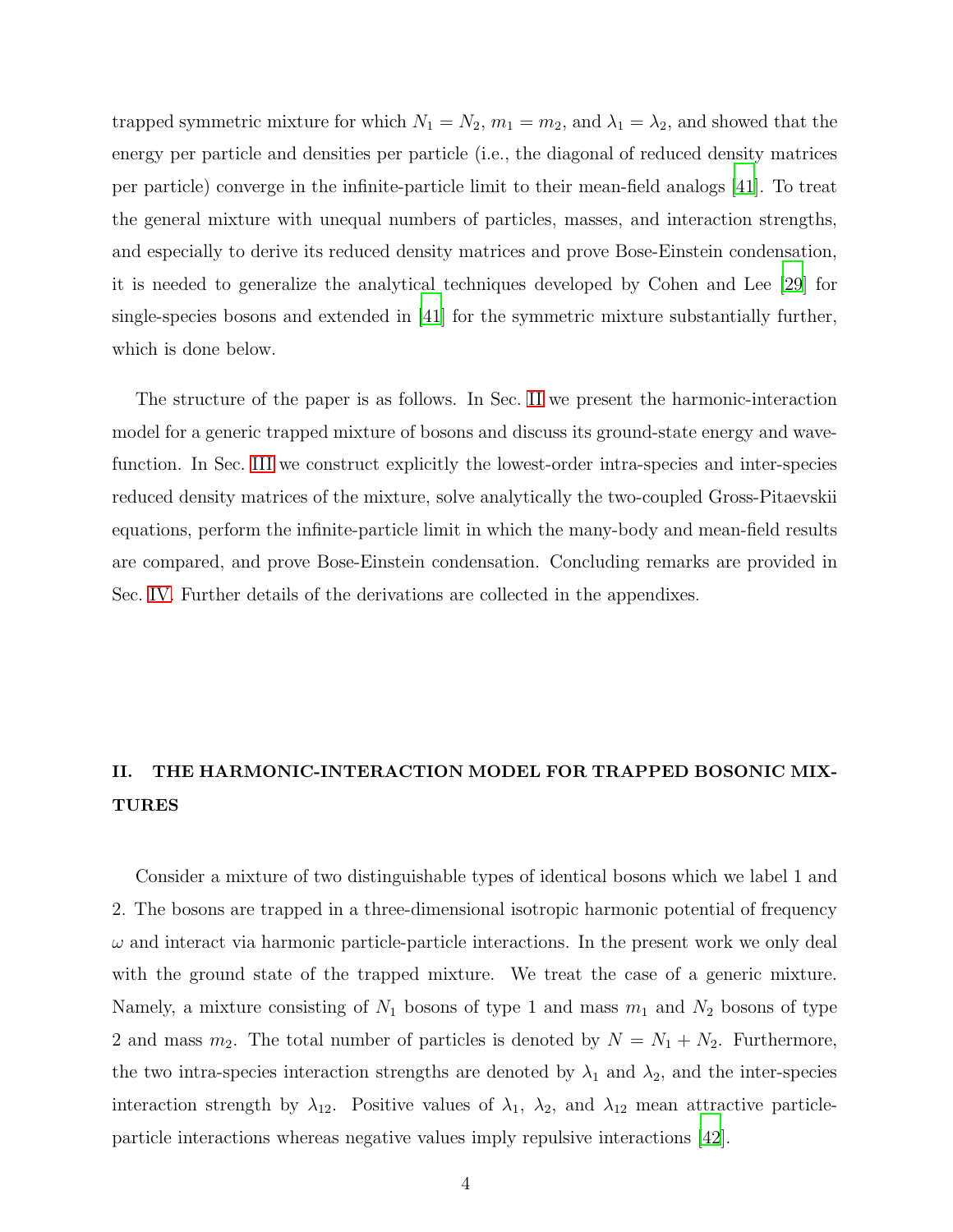trapped symmetric mixture for which $N_1 = N_2$, $m_1 = m_2$, and $\lambda_1 = \lambda_2$, and showed that the energy per particle and densities per particle (i.e., the diagonal of reduced density matrices per particle) converge in the infinite-particle limit to their mean-field analogs [41]. To treat the general mixture with unequal numbers of particles, masses, and interaction strengths, and especially to derive its reduced density matrices and prove Bose-Einstein condensation, it is needed to generalize the analytical techniques developed by Cohen and Lee [29] for single-species bosons and extended in [41] for the symmetric mixture substantially further, which is done below.

The structure of the paper is as follows. In Sec. II we present the harmonic-interaction model for a generic trapped mixture of bosons and discuss its ground-state energy and wavefunction. In Sec. III we construct explicitly the lowest-order intra-species and inter-species reduced density matrices of the mixture, solve analytically the two-coupled Gross-Pitaevskii equations, perform the infinite-particle limit in which the many-body and mean-field results are compared, and prove Bose-Einstein condensation. Concluding remarks are provided in Sec. IV. Further details of the derivations are collected in the appendixes.

## II. THE HARMONIC-INTERACTION MODEL FOR TRAPPED BOSONIC MIXTURES

Consider a mixture of two distinguishable types of identical bosons which we label 1 and 2. The bosons are trapped in a three-dimensional isotropic harmonic potential of frequency $\omega$ and interact via harmonic particle-particle interactions. In the present work we only deal with the ground state of the trapped mixture. We treat the case of a generic mixture. Namely, a mixture consisting of $N_1$ bosons of type 1 and mass $m_1$ and $N_2$ bosons of type 2 and mass $m_2$. The total number of particles is denoted by $N = N_1 + N_2$. Furthermore, the two intra-species interaction strengths are denoted by $\lambda_1$ and $\lambda_2$, and the inter-species interaction strength by $\lambda_{12}$. Positive values of $\lambda_1$, $\lambda_2$, and $\lambda_{12}$ mean attractive particle-particle interactions whereas negative values imply repulsive interactions [42].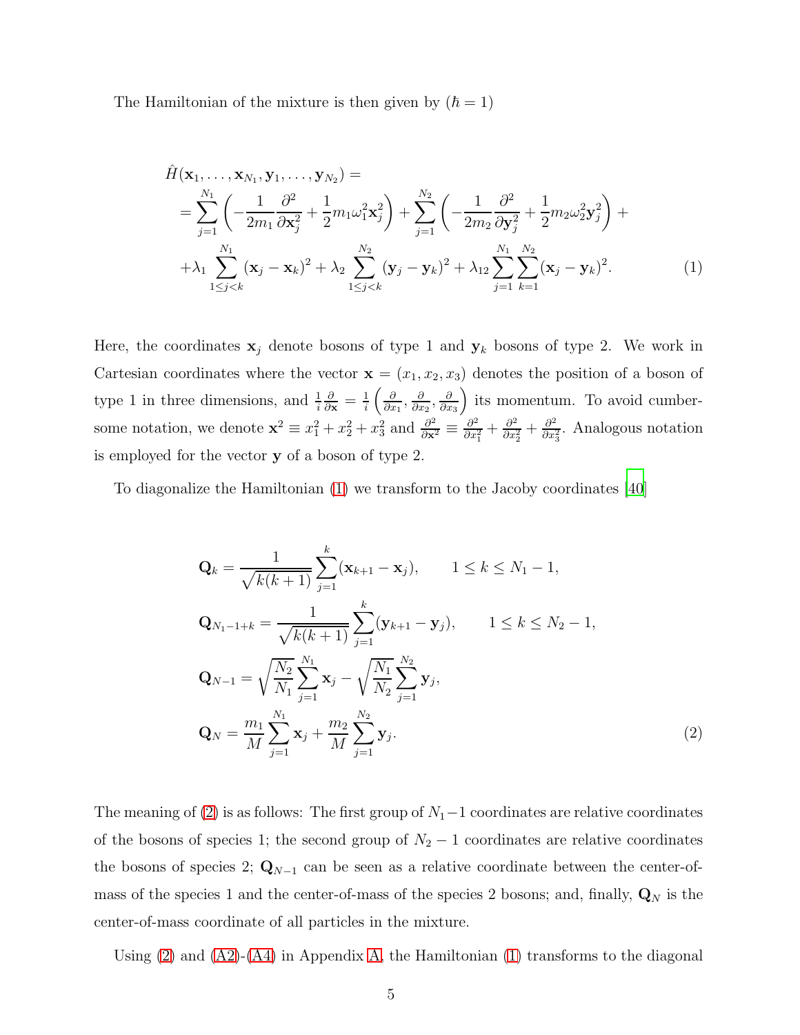The Hamiltonian of the mixture is then given by ($\hbar = 1$)

$$
\begin{aligned}
&\hat{H}(\mathbf{x}_1, \ldots, \mathbf{x}_{N_1}, \mathbf{y}_1, \ldots, \mathbf{y}_{N_2}) = \\
&= \sum_{j=1}^{N_1} \left( -\frac{1}{2m_1} \frac{\partial^2}{\partial \mathbf{x}_j^2} + \frac{1}{2} m_1 \omega_1^2 \mathbf{x}_j^2 \right) + \sum_{j=1}^{N_2} \left( -\frac{1}{2m_2} \frac{\partial^2}{\partial \mathbf{y}_j^2} + \frac{1}{2} m_2 \omega_2^2 \mathbf{y}_j^2 \right) + \\
&+ \lambda_1 \sum_{1 \le j < k}^{N_1} (\mathbf{x}_j - \mathbf{x}_k)^2 + \lambda_2 \sum_{1 \le j < k}^{N_2} (\mathbf{y}_j - \mathbf{y}_k)^2 + \lambda_{12} \sum_{j=1}^{N_1} \sum_{k=1}^{N_2} (\mathbf{x}_j - \mathbf{y}_k)^2. \qquad (1)
\end{aligned}
$$

Here, the coordinates $\mathbf{x}_j$ denote bosons of type 1 and $\mathbf{y}_k$ bosons of type 2. We work in Cartesian coordinates where the vector $\mathbf{x} = (x_1, x_2, x_3)$ denotes the position of a boson of type 1 in three dimensions, and $\frac{1}{i}\frac{\partial}{\partial \mathbf{x}} = \frac{1}{i}\left(\frac{\partial}{\partial x_1}, \frac{\partial}{\partial x_2}, \frac{\partial}{\partial x_3}\right)$ its momentum. To avoid cumbersome notation, we denote $\mathbf{x}^2 \equiv x_1^2 + x_2^2 + x_3^2$ and $\frac{\partial^2}{\partial \mathbf{x}^2} \equiv \frac{\partial^2}{\partial x_1^2} + \frac{\partial^2}{\partial x_2^2} + \frac{\partial^2}{\partial x_3^2}$. Analogous notation is employed for the vector $\mathbf{y}$ of a boson of type 2.

To diagonalize the Hamiltonian (1) we transform to the Jacoby coordinates [40]

$$
\begin{aligned}
&\mathbf{Q}_k = \frac{1}{\sqrt{k(k+1)}} \sum_{j=1}^{k} (\mathbf{x}_{k+1} - \mathbf{x}_j), \qquad 1 \le k \le N_1 - 1, \\
&\mathbf{Q}_{N_1 - 1 + k} = \frac{1}{\sqrt{k(k+1)}} \sum_{j=1}^{k} (\mathbf{y}_{k+1} - \mathbf{y}_j), \qquad 1 \le k \le N_2 - 1, \\
&\mathbf{Q}_{N-1} = \sqrt{\frac{N_2}{N_1}} \sum_{j=1}^{N_1} \mathbf{x}_j - \sqrt{\frac{N_1}{N_2}} \sum_{j=1}^{N_2} \mathbf{y}_j, \\
&\mathbf{Q}_N = \frac{m_1}{M} \sum_{j=1}^{N_1} \mathbf{x}_j + \frac{m_2}{M} \sum_{j=1}^{N_2} \mathbf{y}_j. \qquad (2)
\end{aligned}
$$

The meaning of (2) is as follows: The first group of $N_1 - 1$ coordinates are relative coordinates of the bosons of species 1; the second group of $N_2 - 1$ coordinates are relative coordinates the bosons of species 2; $\mathbf{Q}_{N-1}$ can be seen as a relative coordinate between the center-of-mass of the species 1 and the center-of-mass of the species 2 bosons; and, finally, $\mathbf{Q}_N$ is the center-of-mass coordinate of all particles in the mixture.

Using (2) and (A2)-(A4) in Appendix A, the Hamiltonian (1) transforms to the diagonal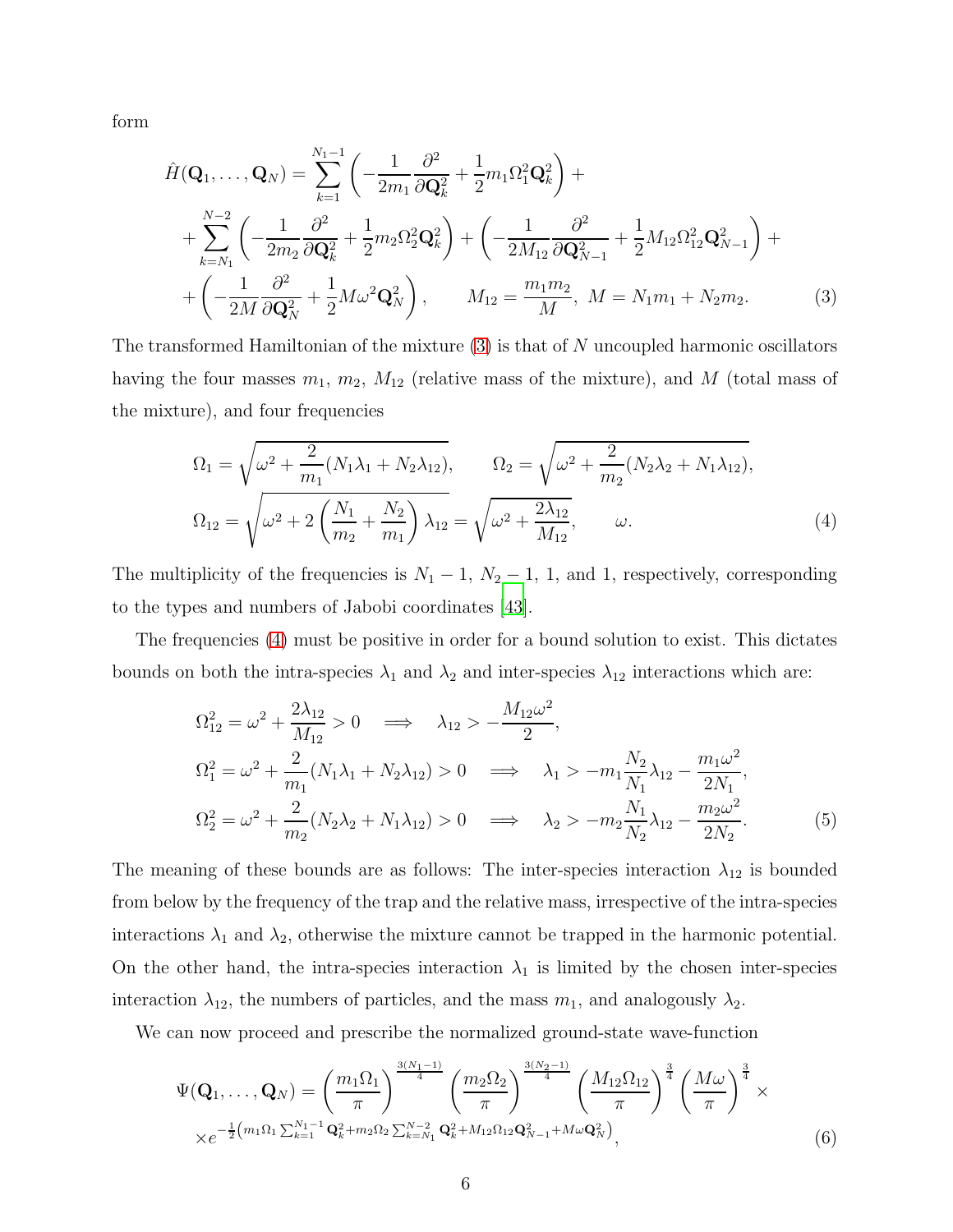form

$$
\begin{aligned}
\hat{H}(\mathbf{Q}_1,\ldots,\mathbf{Q}_N) &= \sum_{k=1}^{N_1-1}\left(-\frac{1}{2m_1}\frac{\partial^2}{\partial \mathbf{Q}_k^2}+\frac{1}{2}m_1\Omega_1^2\mathbf{Q}_k^2\right)+ \\
&+\sum_{k=N_1}^{N-2}\left(-\frac{1}{2m_2}\frac{\partial^2}{\partial \mathbf{Q}_k^2}+\frac{1}{2}m_2\Omega_2^2\mathbf{Q}_k^2\right)+\left(-\frac{1}{2M_{12}}\frac{\partial^2}{\partial \mathbf{Q}_{N-1}^2}+\frac{1}{2}M_{12}\Omega_{12}^2\mathbf{Q}_{N-1}^2\right)+ \\
&+\left(-\frac{1}{2M}\frac{\partial^2}{\partial \mathbf{Q}_N^2}+\frac{1}{2}M\omega^2\mathbf{Q}_N^2\right), \qquad M_{12}=\frac{m_1 m_2}{M},\ M=N_1m_1+N_2m_2. \qquad (3)
\end{aligned}
$$

The transformed Hamiltonian of the mixture (3) is that of $N$ uncoupled harmonic oscillators having the four masses $m_1$, $m_2$, $M_{12}$ (relative mass of the mixture), and $M$ (total mass of the mixture), and four frequencies

$$
\begin{aligned}
&\Omega_1=\sqrt{\omega^2+\frac{2}{m_1}(N_1\lambda_1+N_2\lambda_{12})}, \qquad \Omega_2=\sqrt{\omega^2+\frac{2}{m_2}(N_2\lambda_2+N_1\lambda_{12})}, \\
&\Omega_{12}=\sqrt{\omega^2+2\left(\frac{N_1}{m_2}+\frac{N_2}{m_1}\right)\lambda_{12}}=\sqrt{\omega^2+\frac{2\lambda_{12}}{M_{12}}}, \qquad \omega. \qquad (4)
\end{aligned}
$$

The multiplicity of the frequencies is $N_1-1$, $N_2-1$, 1, and 1, respectively, corresponding to the types and numbers of Jabobi coordinates [43].

The frequencies (4) must be positive in order for a bound solution to exist. This dictates bounds on both the intra-species $\lambda_1$ and $\lambda_2$ and inter-species $\lambda_{12}$ interactions which are:

$$
\begin{aligned}
&\Omega_{12}^2=\omega^2+\frac{2\lambda_{12}}{M_{12}}>0 \quad\Longrightarrow\quad \lambda_{12}>-\frac{M_{12}\omega^2}{2}, \\
&\Omega_1^2=\omega^2+\frac{2}{m_1}(N_1\lambda_1+N_2\lambda_{12})>0 \quad\Longrightarrow\quad \lambda_1>-m_1\frac{N_2}{N_1}\lambda_{12}-\frac{m_1\omega^2}{2N_1}, \\
&\Omega_2^2=\omega^2+\frac{2}{m_2}(N_2\lambda_2+N_1\lambda_{12})>0 \quad\Longrightarrow\quad \lambda_2>-m_2\frac{N_1}{N_2}\lambda_{12}-\frac{m_2\omega^2}{2N_2}. \qquad (5)
\end{aligned}
$$

The meaning of these bounds are as follows: The inter-species interaction $\lambda_{12}$ is bounded from below by the frequency of the trap and the relative mass, irrespective of the intra-species interactions $\lambda_1$ and $\lambda_2$, otherwise the mixture cannot be trapped in the harmonic potential. On the other hand, the intra-species interaction $\lambda_1$ is limited by the chosen inter-species interaction $\lambda_{12}$, the numbers of particles, and the mass $m_1$, and analogously $\lambda_2$.

We can now proceed and prescribe the normalized ground-state wave-function

$$
\begin{aligned}
\Psi(\mathbf{Q}_1,\ldots,\mathbf{Q}_N) &= \left(\frac{m_1\Omega_1}{\pi}\right)^{\frac{3(N_1-1)}{4}}\left(\frac{m_2\Omega_2}{\pi}\right)^{\frac{3(N_2-1)}{4}}\left(\frac{M_{12}\Omega_{12}}{\pi}\right)^{\frac{3}{4}}\left(\frac{M\omega}{\pi}\right)^{\frac{3}{4}}\times \\
&\times e^{-\frac{1}{2}\left(m_1\Omega_1\sum_{k=1}^{N_1-1}\mathbf{Q}_k^2+m_2\Omega_2\sum_{k=N_1}^{N-2}\mathbf{Q}_k^2+M_{12}\Omega_{12}\mathbf{Q}_{N-1}^2+M\omega\mathbf{Q}_N^2\right)}, \qquad (6)
\end{aligned}
$$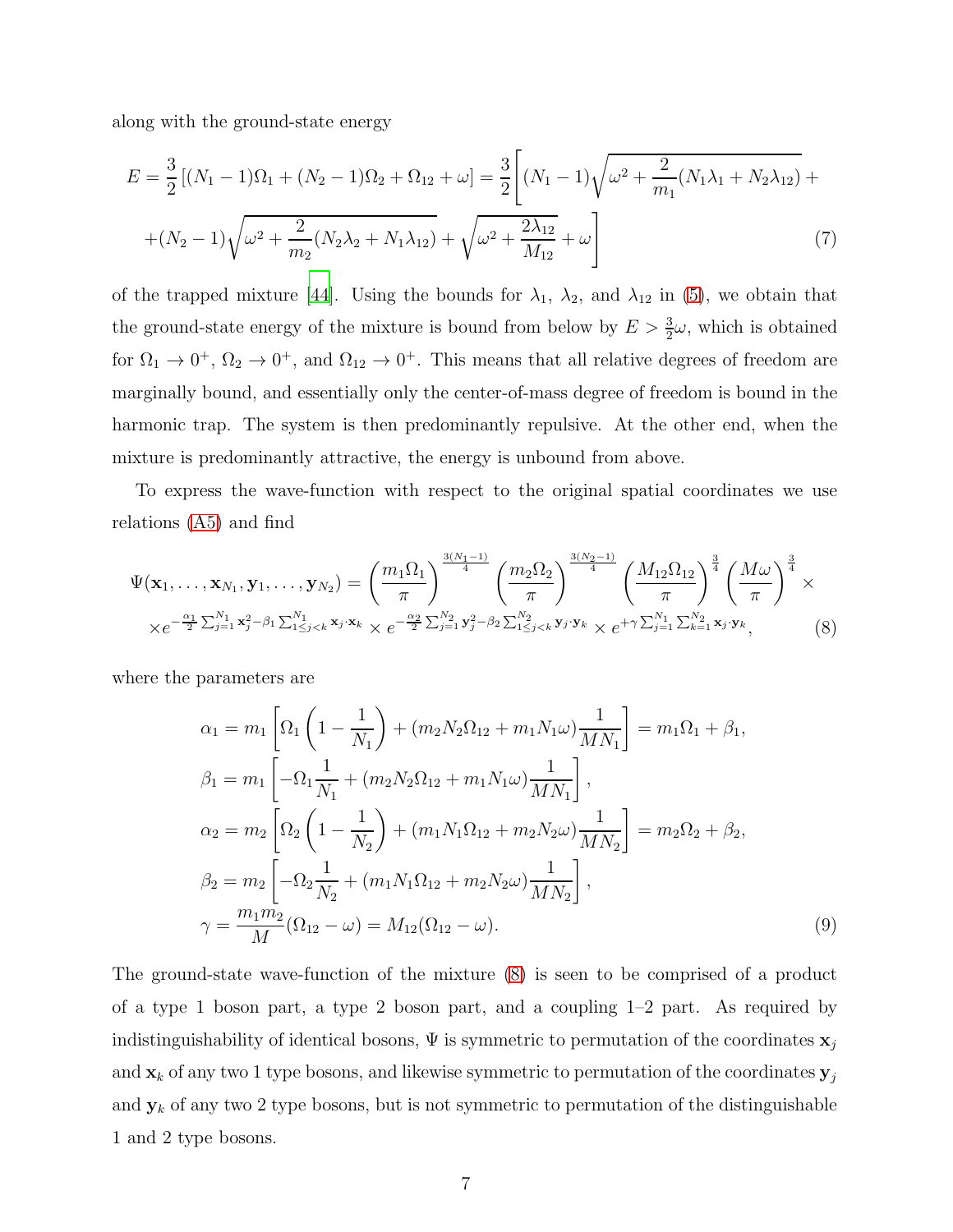along with the ground-state energy

$$E = \frac{3}{2}\left[(N_1-1)\Omega_1 + (N_2-1)\Omega_2 + \Omega_{12} + \omega\right] = \frac{3}{2}\Bigg[(N_1-1)\sqrt{\omega^2 + \frac{2}{m_1}(N_1\lambda_1 + N_2\lambda_{12})} +$$
$$+ (N_2-1)\sqrt{\omega^2 + \frac{2}{m_2}(N_2\lambda_2 + N_1\lambda_{12})} + \sqrt{\omega^2 + \frac{2\lambda_{12}}{M_{12}}} + \omega\Bigg] \tag{7}$$

of the trapped mixture [44]. Using the bounds for $\lambda_1$, $\lambda_2$, and $\lambda_{12}$ in (5), we obtain that the ground-state energy of the mixture is bound from below by $E > \frac{3}{2}\omega$, which is obtained for $\Omega_1 \to 0^+$, $\Omega_2 \to 0^+$, and $\Omega_{12} \to 0^+$. This means that all relative degrees of freedom are marginally bound, and essentially only the center-of-mass degree of freedom is bound in the harmonic trap. The system is then predominantly repulsive. At the other end, when the mixture is predominantly attractive, the energy is unbound from above.

To express the wave-function with respect to the original spatial coordinates we use relations (A5) and find

$$\Psi(\mathbf{x}_1,\ldots,\mathbf{x}_{N_1},\mathbf{y}_1,\ldots,\mathbf{y}_{N_2}) = \left(\frac{m_1\Omega_1}{\pi}\right)^{\frac{3(N_1-1)}{4}} \left(\frac{m_2\Omega_2}{\pi}\right)^{\frac{3(N_2-1)}{4}} \left(\frac{M_{12}\Omega_{12}}{\pi}\right)^{\frac{3}{4}} \left(\frac{M\omega}{\pi}\right)^{\frac{3}{4}} \times$$
$$\times e^{-\frac{\alpha_1}{2}\sum_{j=1}^{N_1}\mathbf{x}_j^2 - \beta_1\sum_{1\le j<k}^{N_1}\mathbf{x}_j\cdot\mathbf{x}_k} \times e^{-\frac{\alpha_2}{2}\sum_{j=1}^{N_2}\mathbf{y}_j^2 - \beta_2\sum_{1\le j<k}^{N_2}\mathbf{y}_j\cdot\mathbf{y}_k} \times e^{+\gamma\sum_{j=1}^{N_1}\sum_{k=1}^{N_2}\mathbf{x}_j\cdot\mathbf{y}_k}, \tag{8}$$

where the parameters are

$$\begin{aligned}
\alpha_1 &= m_1\left[\Omega_1\left(1-\frac{1}{N_1}\right) + (m_2N_2\Omega_{12} + m_1N_1\omega)\frac{1}{MN_1}\right] = m_1\Omega_1 + \beta_1,\\
\beta_1 &= m_1\left[-\Omega_1\frac{1}{N_1} + (m_2N_2\Omega_{12} + m_1N_1\omega)\frac{1}{MN_1}\right],\\
\alpha_2 &= m_2\left[\Omega_2\left(1-\frac{1}{N_2}\right) + (m_1N_1\Omega_{12} + m_2N_2\omega)\frac{1}{MN_2}\right] = m_2\Omega_2 + \beta_2,\\
\beta_2 &= m_2\left[-\Omega_2\frac{1}{N_2} + (m_1N_1\Omega_{12} + m_2N_2\omega)\frac{1}{MN_2}\right],\\
\gamma &= \frac{m_1m_2}{M}(\Omega_{12}-\omega) = M_{12}(\Omega_{12}-\omega).
\end{aligned} \tag{9}$$

The ground-state wave-function of the mixture (8) is seen to be comprised of a product of a type 1 boson part, a type 2 boson part, and a coupling 1–2 part. As required by indistinguishability of identical bosons, $\Psi$ is symmetric to permutation of the coordinates $\mathbf{x}_j$ and $\mathbf{x}_k$ of any two 1 type bosons, and likewise symmetric to permutation of the coordinates $\mathbf{y}_j$ and $\mathbf{y}_k$ of any two 2 type bosons, but is not symmetric to permutation of the distinguishable 1 and 2 type bosons.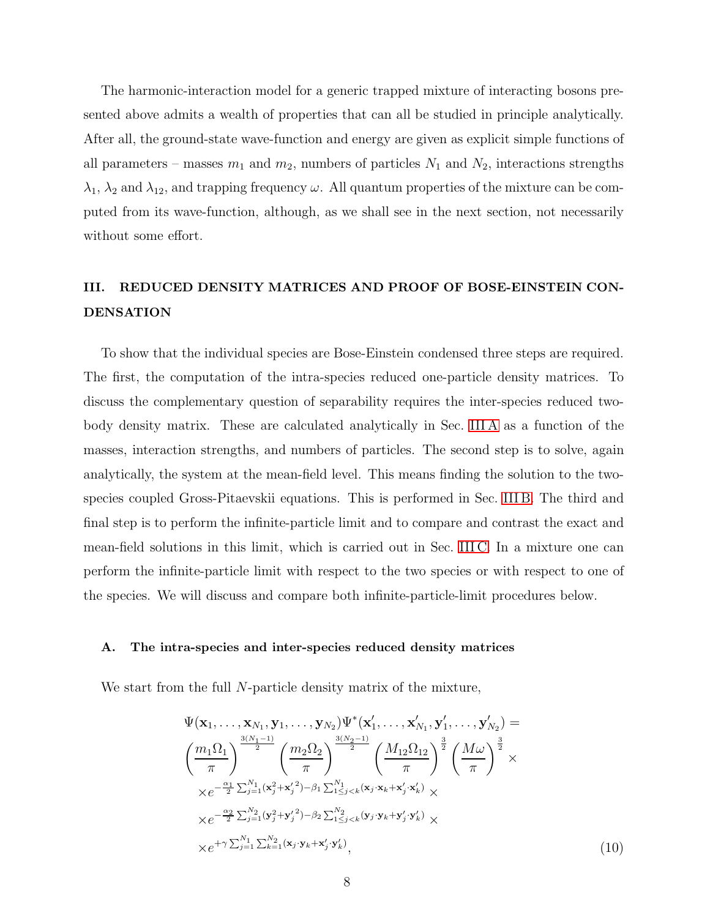The harmonic-interaction model for a generic trapped mixture of interacting bosons presented above admits a wealth of properties that can all be studied in principle analytically. After all, the ground-state wave-function and energy are given as explicit simple functions of all parameters – masses $m_1$ and $m_2$, numbers of particles $N_1$ and $N_2$, interactions strengths $\lambda_1$, $\lambda_2$ and $\lambda_{12}$, and trapping frequency $\omega$. All quantum properties of the mixture can be computed from its wave-function, although, as we shall see in the next section, not necessarily without some effort.

## III. REDUCED DENSITY MATRICES AND PROOF OF BOSE-EINSTEIN CONDENSATION

To show that the individual species are Bose-Einstein condensed three steps are required. The first, the computation of the intra-species reduced one-particle density matrices. To discuss the complementary question of separability requires the inter-species reduced two-body density matrix. These are calculated analytically in Sec. III A as a function of the masses, interaction strengths, and numbers of particles. The second step is to solve, again analytically, the system at the mean-field level. This means finding the solution to the two-species coupled Gross-Pitaevskii equations. This is performed in Sec. III B. The third and final step is to perform the infinite-particle limit and to compare and contrast the exact and mean-field solutions in this limit, which is carried out in Sec. III C. In a mixture one can perform the infinite-particle limit with respect to the two species or with respect to one of the species. We will discuss and compare both infinite-particle-limit procedures below.

### A. The intra-species and inter-species reduced density matrices

We start from the full $N$-particle density matrix of the mixture,

$$
\begin{aligned}
&\Psi(\mathbf{x}_1,\ldots,\mathbf{x}_{N_1},\mathbf{y}_1,\ldots,\mathbf{y}_{N_2})\Psi^*(\mathbf{x}'_1,\ldots,\mathbf{x}'_{N_1},\mathbf{y}'_1,\ldots,\mathbf{y}'_{N_2}) = \\
&\left(\frac{m_1\Omega_1}{\pi}\right)^{\frac{3(N_1-1)}{2}} \left(\frac{m_2\Omega_2}{\pi}\right)^{\frac{3(N_2-1)}{2}} \left(\frac{M_{12}\Omega_{12}}{\pi}\right)^{\frac{3}{2}} \left(\frac{M\omega}{\pi}\right)^{\frac{3}{2}} \times \\
&\times e^{-\frac{\alpha_1}{2}\sum_{j=1}^{N_1}(\mathbf{x}_j^2+\mathbf{x}_j'^2)-\beta_1\sum_{1\le j<k}^{N_1}(\mathbf{x}_j\cdot\mathbf{x}_k+\mathbf{x}'_j\cdot\mathbf{x}'_k)} \times \\
&\times e^{-\frac{\alpha_2}{2}\sum_{j=1}^{N_2}(\mathbf{y}_j^2+\mathbf{y}_j'^2)-\beta_2\sum_{1\le j<k}^{N_2}(\mathbf{y}_j\cdot\mathbf{y}_k+\mathbf{y}'_j\cdot\mathbf{y}'_k)} \times \\
&\times e^{+\gamma\sum_{j=1}^{N_1}\sum_{k=1}^{N_2}(\mathbf{x}_j\cdot\mathbf{y}_k+\mathbf{x}'_j\cdot\mathbf{y}'_k)},
\end{aligned}
\tag{10}
$$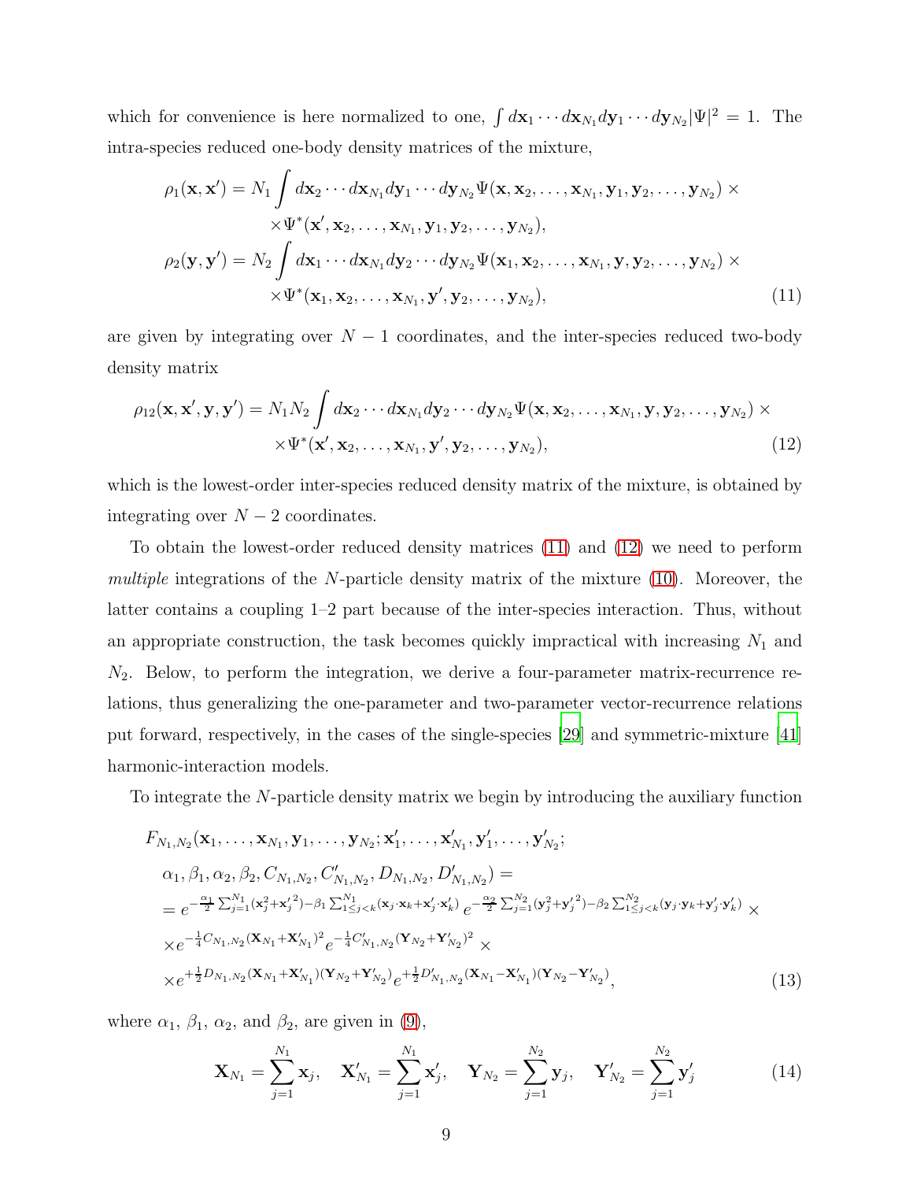which for convenience is here normalized to one, $\int d\mathbf{x}_1 \cdots d\mathbf{x}_{N_1} d\mathbf{y}_1 \cdots d\mathbf{y}_{N_2} |\Psi|^2 = 1$. The intra-species reduced one-body density matrices of the mixture,

$$
\begin{aligned}
\rho_1(\mathbf{x}, \mathbf{x}') &= N_1 \int d\mathbf{x}_2 \cdots d\mathbf{x}_{N_1} d\mathbf{y}_1 \cdots d\mathbf{y}_{N_2} \Psi(\mathbf{x}, \mathbf{x}_2, \ldots, \mathbf{x}_{N_1}, \mathbf{y}_1, \mathbf{y}_2, \ldots, \mathbf{y}_{N_2}) \times \\
&\quad \times \Psi^*(\mathbf{x}', \mathbf{x}_2, \ldots, \mathbf{x}_{N_1}, \mathbf{y}_1, \mathbf{y}_2, \ldots, \mathbf{y}_{N_2}), \\
\rho_2(\mathbf{y}, \mathbf{y}') &= N_2 \int d\mathbf{x}_1 \cdots d\mathbf{x}_{N_1} d\mathbf{y}_2 \cdots d\mathbf{y}_{N_2} \Psi(\mathbf{x}_1, \mathbf{x}_2, \ldots, \mathbf{x}_{N_1}, \mathbf{y}, \mathbf{y}_2, \ldots, \mathbf{y}_{N_2}) \times \\
&\quad \times \Psi^*(\mathbf{x}_1, \mathbf{x}_2, \ldots, \mathbf{x}_{N_1}, \mathbf{y}', \mathbf{y}_2, \ldots, \mathbf{y}_{N_2}),
\end{aligned} \tag{11}
$$

are given by integrating over $N-1$ coordinates, and the inter-species reduced two-body density matrix

$$
\begin{aligned}
\rho_{12}(\mathbf{x}, \mathbf{x}', \mathbf{y}, \mathbf{y}') &= N_1 N_2 \int d\mathbf{x}_2 \cdots d\mathbf{x}_{N_1} d\mathbf{y}_2 \cdots d\mathbf{y}_{N_2} \Psi(\mathbf{x}, \mathbf{x}_2, \ldots, \mathbf{x}_{N_1}, \mathbf{y}, \mathbf{y}_2, \ldots, \mathbf{y}_{N_2}) \times \\
&\quad \times \Psi^*(\mathbf{x}', \mathbf{x}_2, \ldots, \mathbf{x}_{N_1}, \mathbf{y}', \mathbf{y}_2, \ldots, \mathbf{y}_{N_2}),
\end{aligned} \tag{12}
$$

which is the lowest-order inter-species reduced density matrix of the mixture, is obtained by integrating over $N-2$ coordinates.

To obtain the lowest-order reduced density matrices (11) and (12) we need to perform *multiple* integrations of the $N$-particle density matrix of the mixture (10). Moreover, the latter contains a coupling 1–2 part because of the inter-species interaction. Thus, without an appropriate construction, the task becomes quickly impractical with increasing $N_1$ and $N_2$. Below, to perform the integration, we derive a four-parameter matrix-recurrence relations, thus generalizing the one-parameter and two-parameter vector-recurrence relations put forward, respectively, in the cases of the single-species [29] and symmetric-mixture [41] harmonic-interaction models.

To integrate the $N$-particle density matrix we begin by introducing the auxiliary function

$$
\begin{aligned}
& F_{N_1,N_2}(\mathbf{x}_1, \ldots, \mathbf{x}_{N_1}, \mathbf{y}_1, \ldots, \mathbf{y}_{N_2}; \mathbf{x}'_1, \ldots, \mathbf{x}'_{N_1}, \mathbf{y}'_1, \ldots, \mathbf{y}'_{N_2}; \\
& \quad \alpha_1, \beta_1, \alpha_2, \beta_2, C_{N_1,N_2}, C'_{N_1,N_2}, D_{N_1,N_2}, D'_{N_1,N_2}) = \\
& = e^{-\frac{\alpha_1}{2}\sum_{j=1}^{N_1}(\mathbf{x}_j^2 + {\mathbf{x}'_j}^2) - \beta_1 \sum_{1 \le j < k}^{N_1}(\mathbf{x}_j \cdot \mathbf{x}_k + \mathbf{x}'_j \cdot \mathbf{x}'_k)} e^{-\frac{\alpha_2}{2}\sum_{j=1}^{N_2}(\mathbf{y}_j^2 + {\mathbf{y}'_j}^2) - \beta_2 \sum_{1 \le j < k}^{N_2}(\mathbf{y}_j \cdot \mathbf{y}_k + \mathbf{y}'_j \cdot \mathbf{y}'_k)} \times \\
& \times e^{-\frac{1}{4}C_{N_1,N_2}(\mathbf{X}_{N_1} + \mathbf{X}'_{N_1})^2} e^{-\frac{1}{4}C'_{N_1,N_2}(\mathbf{Y}_{N_2} + \mathbf{Y}'_{N_2})^2} \times \\
& \times e^{+\frac{1}{2}D_{N_1,N_2}(\mathbf{X}_{N_1} + \mathbf{X}'_{N_1})(\mathbf{Y}_{N_2} + \mathbf{Y}'_{N_2})} e^{+\frac{1}{2}D'_{N_1,N_2}(\mathbf{X}_{N_1} - \mathbf{X}'_{N_1})(\mathbf{Y}_{N_2} - \mathbf{Y}'_{N_2})},
\end{aligned} \tag{13}
$$

where $\alpha_1$, $\beta_1$, $\alpha_2$, and $\beta_2$, are given in (9),

$$
\mathbf{X}_{N_1} = \sum_{j=1}^{N_1} \mathbf{x}_j, \quad \mathbf{X}'_{N_1} = \sum_{j=1}^{N_1} \mathbf{x}'_j, \quad \mathbf{Y}_{N_2} = \sum_{j=1}^{N_2} \mathbf{y}_j, \quad \mathbf{Y}'_{N_2} = \sum_{j=1}^{N_2} \mathbf{y}'_j \tag{14}
$$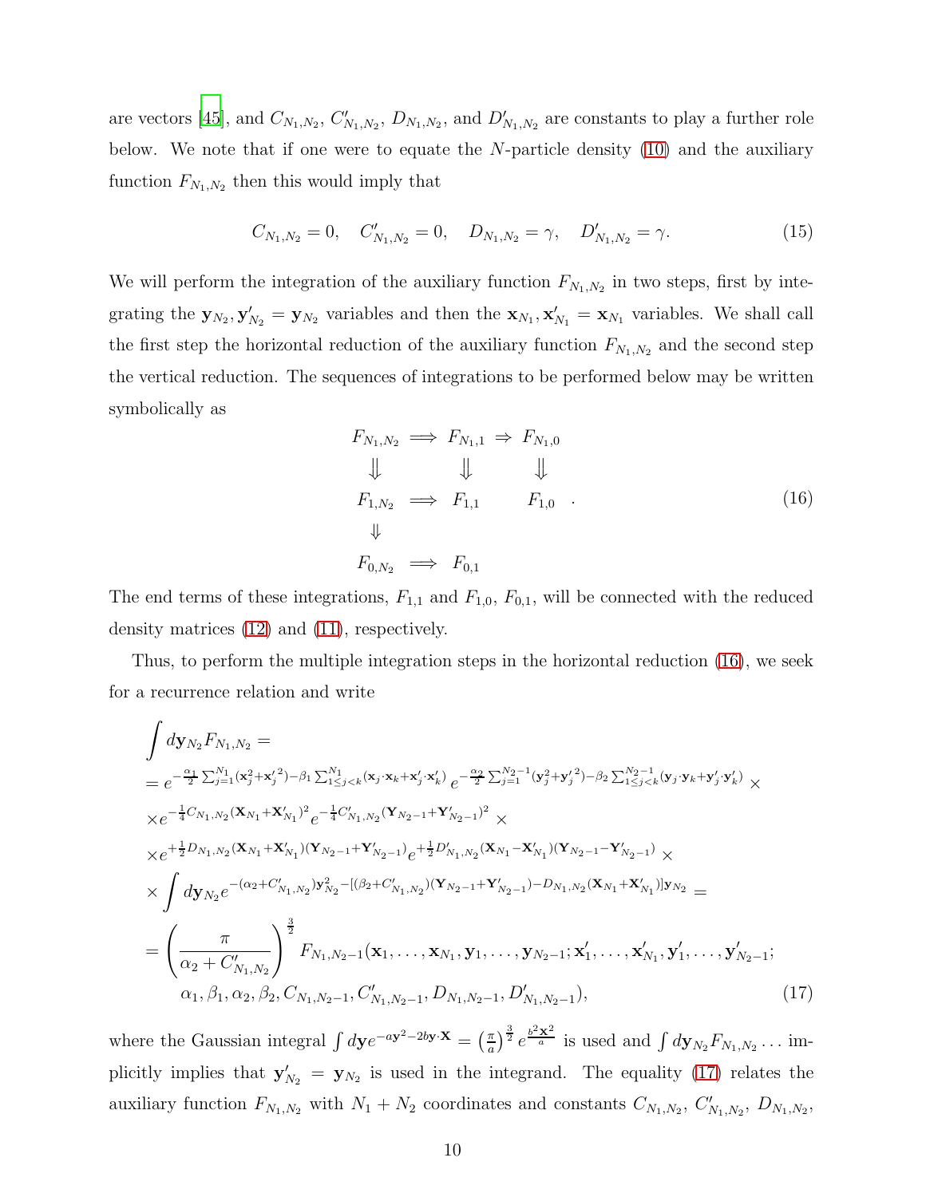are vectors [45], and $C_{N_1,N_2}$, $C'_{N_1,N_2}$, $D_{N_1,N_2}$, and $D'_{N_1,N_2}$ are constants to play a further role below. We note that if one were to equate the $N$-particle density (10) and the auxiliary function $F_{N_1,N_2}$ then this would imply that

$$C_{N_1,N_2} = 0, \quad C'_{N_1,N_2} = 0, \quad D_{N_1,N_2} = \gamma, \quad D'_{N_1,N_2} = \gamma. \tag{15}$$

We will perform the integration of the auxiliary function $F_{N_1,N_2}$ in two steps, first by integrating the $\mathbf{y}_{N_2}, \mathbf{y}'_{N_2} = \mathbf{y}_{N_2}$ variables and then the $\mathbf{x}_{N_1}, \mathbf{x}'_{N_1} = \mathbf{x}_{N_1}$ variables. We shall call the first step the horizontal reduction of the auxiliary function $F_{N_1,N_2}$ and the second step the vertical reduction. The sequences of integrations to be performed below may be written symbolically as

$$\begin{array}{ccccc}
F_{N_1,N_2} & \Longrightarrow & F_{N_1,1} & \Rightarrow & F_{N_1,0} \\
\Downarrow & & \Downarrow & & \Downarrow \\
F_{1,N_2} & \Longrightarrow & F_{1,1} & & F_{1,0} \\
\Downarrow & & & & \\
F_{0,N_2} & \Longrightarrow & F_{0,1} & &
\end{array} . \tag{16}$$

The end terms of these integrations, $F_{1,1}$ and $F_{1,0}$, $F_{0,1}$, will be connected with the reduced density matrices (12) and (11), respectively.

Thus, to perform the multiple integration steps in the horizontal reduction (16), we seek for a recurrence relation and write

$$\begin{aligned}
&\int d\mathbf{y}_{N_2} F_{N_1,N_2} = \\
&= e^{-\frac{\alpha_1}{2}\sum_{j=1}^{N_1}(\mathbf{x}_j^2+\mathbf{x}_j'^2)-\beta_1\sum_{1\le j<k}^{N_1}(\mathbf{x}_j\cdot\mathbf{x}_k+\mathbf{x}'_j\cdot\mathbf{x}'_k)}\, e^{-\frac{\alpha_2}{2}\sum_{j=1}^{N_2-1}(\mathbf{y}_j^2+\mathbf{y}_j'^2)-\beta_2\sum_{1\le j<k}^{N_2-1}(\mathbf{y}_j\cdot\mathbf{y}_k+\mathbf{y}'_j\cdot\mathbf{y}'_k)} \times \\
&\times e^{-\frac{1}{4}C_{N_1,N_2}(\mathbf{X}_{N_1}+\mathbf{X}'_{N_1})^2} e^{-\frac{1}{4}C'_{N_1,N_2}(\mathbf{Y}_{N_2-1}+\mathbf{Y}'_{N_2-1})^2} \times \\
&\times e^{+\frac{1}{2}D_{N_1,N_2}(\mathbf{X}_{N_1}+\mathbf{X}'_{N_1})(\mathbf{Y}_{N_2-1}+\mathbf{Y}'_{N_2-1})} e^{+\frac{1}{2}D'_{N_1,N_2}(\mathbf{X}_{N_1}-\mathbf{X}'_{N_1})(\mathbf{Y}_{N_2-1}-\mathbf{Y}'_{N_2-1})} \times \\
&\times \int d\mathbf{y}_{N_2} e^{-(\alpha_2+C'_{N_1,N_2})\mathbf{y}_{N_2}^2-[(\beta_2+C'_{N_1,N_2})(\mathbf{Y}_{N_2-1}+\mathbf{Y}'_{N_2-1})-D_{N_1,N_2}(\mathbf{X}_{N_1}+\mathbf{X}'_{N_1})]\mathbf{y}_{N_2}} = \\
&= \left(\frac{\pi}{\alpha_2+C'_{N_1,N_2}}\right)^{\frac{3}{2}} F_{N_1,N_2-1}(\mathbf{x}_1,\ldots,\mathbf{x}_{N_1},\mathbf{y}_1,\ldots,\mathbf{y}_{N_2-1};\mathbf{x}'_1,\ldots,\mathbf{x}'_{N_1},\mathbf{y}'_1,\ldots,\mathbf{y}'_{N_2-1}; \\
&\qquad \alpha_1,\beta_1,\alpha_2,\beta_2,C_{N_1,N_2-1},C'_{N_1,N_2-1},D_{N_1,N_2-1},D'_{N_1,N_2-1}),
\end{aligned} \tag{17}$$

where the Gaussian integral $\int d\mathbf{y} e^{-a\mathbf{y}^2-2b\mathbf{y}\cdot\mathbf{X}} = \left(\frac{\pi}{a}\right)^{\frac{3}{2}} e^{\frac{b^2\mathbf{X}^2}{a}}$ is used and $\int d\mathbf{y}_{N_2} F_{N_1,N_2}\ldots$ implicitly implies that $\mathbf{y}'_{N_2} = \mathbf{y}_{N_2}$ is used in the integrand. The equality (17) relates the auxiliary function $F_{N_1,N_2}$ with $N_1+N_2$ coordinates and constants $C_{N_1,N_2}$, $C'_{N_1,N_2}$, $D_{N_1,N_2}$,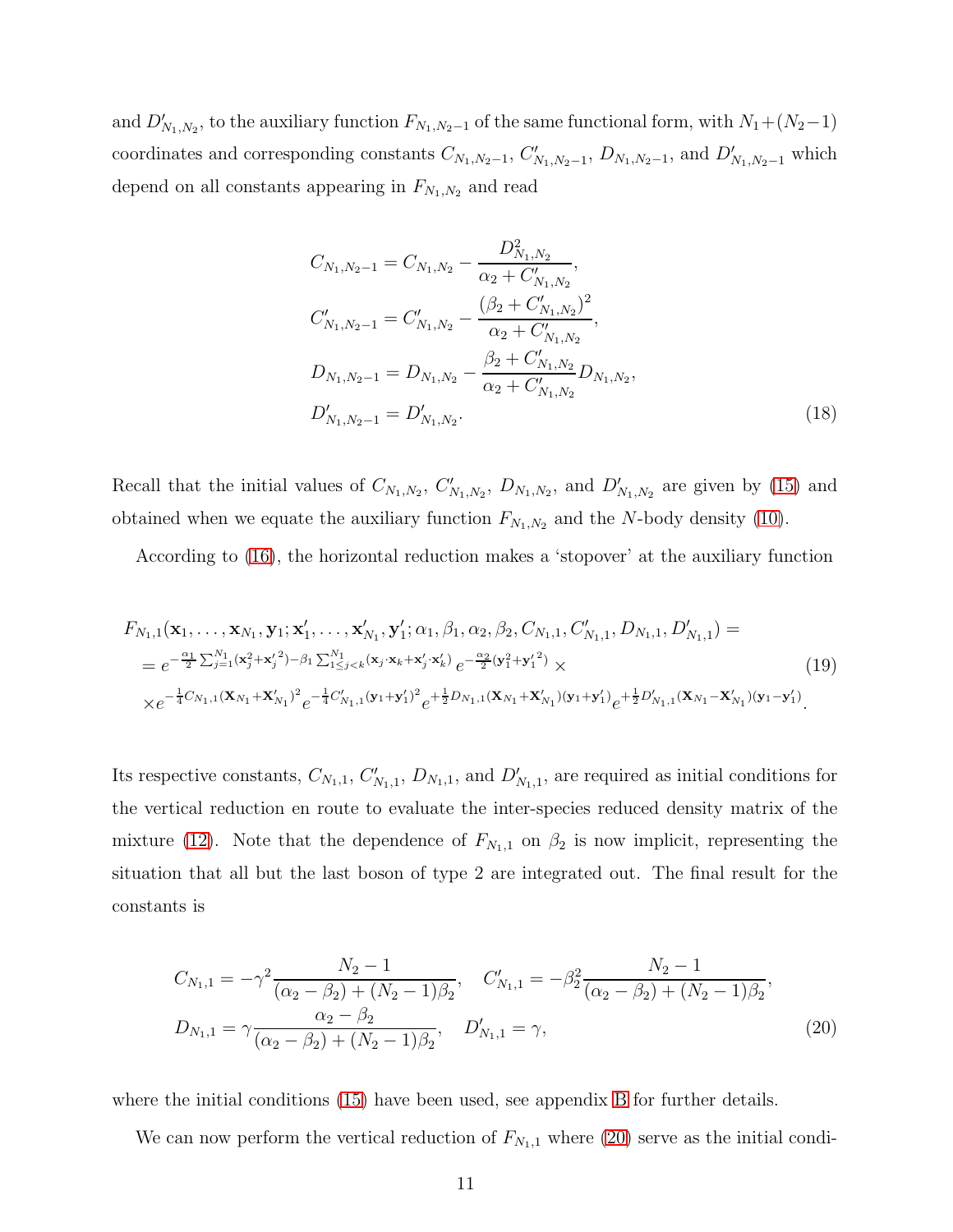and $D'_{N_1,N_2}$, to the auxiliary function $F_{N_1,N_2-1}$ of the same functional form, with $N_1+(N_2-1)$ coordinates and corresponding constants $C_{N_1,N_2-1}$, $C'_{N_1,N_2-1}$, $D_{N_1,N_2-1}$, and $D'_{N_1,N_2-1}$ which depend on all constants appearing in $F_{N_1,N_2}$ and read

$$
\begin{aligned}
C_{N_1,N_2-1} &= C_{N_1,N_2} - \frac{D^2_{N_1,N_2}}{\alpha_2 + C'_{N_1,N_2}}, \\
C'_{N_1,N_2-1} &= C'_{N_1,N_2} - \frac{(\beta_2 + C'_{N_1,N_2})^2}{\alpha_2 + C'_{N_1,N_2}}, \\
D_{N_1,N_2-1} &= D_{N_1,N_2} - \frac{\beta_2 + C'_{N_1,N_2}}{\alpha_2 + C'_{N_1,N_2}} D_{N_1,N_2}, \\
D'_{N_1,N_2-1} &= D'_{N_1,N_2}.
\end{aligned} \tag{18}
$$

Recall that the initial values of $C_{N_1,N_2}$, $C'_{N_1,N_2}$, $D_{N_1,N_2}$, and $D'_{N_1,N_2}$ are given by (15) and obtained when we equate the auxiliary function $F_{N_1,N_2}$ and the $N$-body density (10).

According to (16), the horizontal reduction makes a 'stopover' at the auxiliary function

$$
\begin{aligned}
&F_{N_1,1}(\mathbf{x}_1,\ldots,\mathbf{x}_{N_1},\mathbf{y}_1;\mathbf{x}'_1,\ldots,\mathbf{x}'_{N_1},\mathbf{y}'_1;\alpha_1,\beta_1,\alpha_2,\beta_2,C_{N_1,1},C'_{N_1,1},D_{N_1,1},D'_{N_1,1}) = \\
&= e^{-\frac{\alpha_1}{2}\sum_{j=1}^{N_1}(\mathbf{x}_j^2+{\mathbf{x}'_j}^2)-\beta_1\sum_{1\le j<k}^{N_1}(\mathbf{x}_j\cdot\mathbf{x}_k+\mathbf{x}'_j\cdot\mathbf{x}'_k)}\, e^{-\frac{\alpha_2}{2}(\mathbf{y}_1^2+{\mathbf{y}'_1}^2)} \times \\
&\times e^{-\frac{1}{4}C_{N_1,1}(\mathbf{X}_{N_1}+\mathbf{X}'_{N_1})^2} e^{-\frac{1}{4}C'_{N_1,1}(\mathbf{y}_1+\mathbf{y}'_1)^2} e^{+\frac{1}{2}D_{N_1,1}(\mathbf{X}_{N_1}+\mathbf{X}'_{N_1})(\mathbf{y}_1+\mathbf{y}'_1)} e^{+\frac{1}{2}D'_{N_1,1}(\mathbf{X}_{N_1}-\mathbf{X}'_{N_1})(\mathbf{y}_1-\mathbf{y}'_1)}.
\end{aligned} \tag{19}
$$

Its respective constants, $C_{N_1,1}$, $C'_{N_1,1}$, $D_{N_1,1}$, and $D'_{N_1,1}$, are required as initial conditions for the vertical reduction en route to evaluate the inter-species reduced density matrix of the mixture (12). Note that the dependence of $F_{N_1,1}$ on $\beta_2$ is now implicit, representing the situation that all but the last boson of type 2 are integrated out. The final result for the constants is

$$
\begin{aligned}
C_{N_1,1} &= -\gamma^2 \frac{N_2-1}{(\alpha_2-\beta_2)+(N_2-1)\beta_2}, \quad C'_{N_1,1} = -\beta_2^2 \frac{N_2-1}{(\alpha_2-\beta_2)+(N_2-1)\beta_2}, \\
D_{N_1,1} &= \gamma \frac{\alpha_2-\beta_2}{(\alpha_2-\beta_2)+(N_2-1)\beta_2}, \quad D'_{N_1,1} = \gamma,
\end{aligned} \tag{20}
$$

where the initial conditions (15) have been used, see appendix B for further details.

We can now perform the vertical reduction of $F_{N_1,1}$ where (20) serve as the initial condi-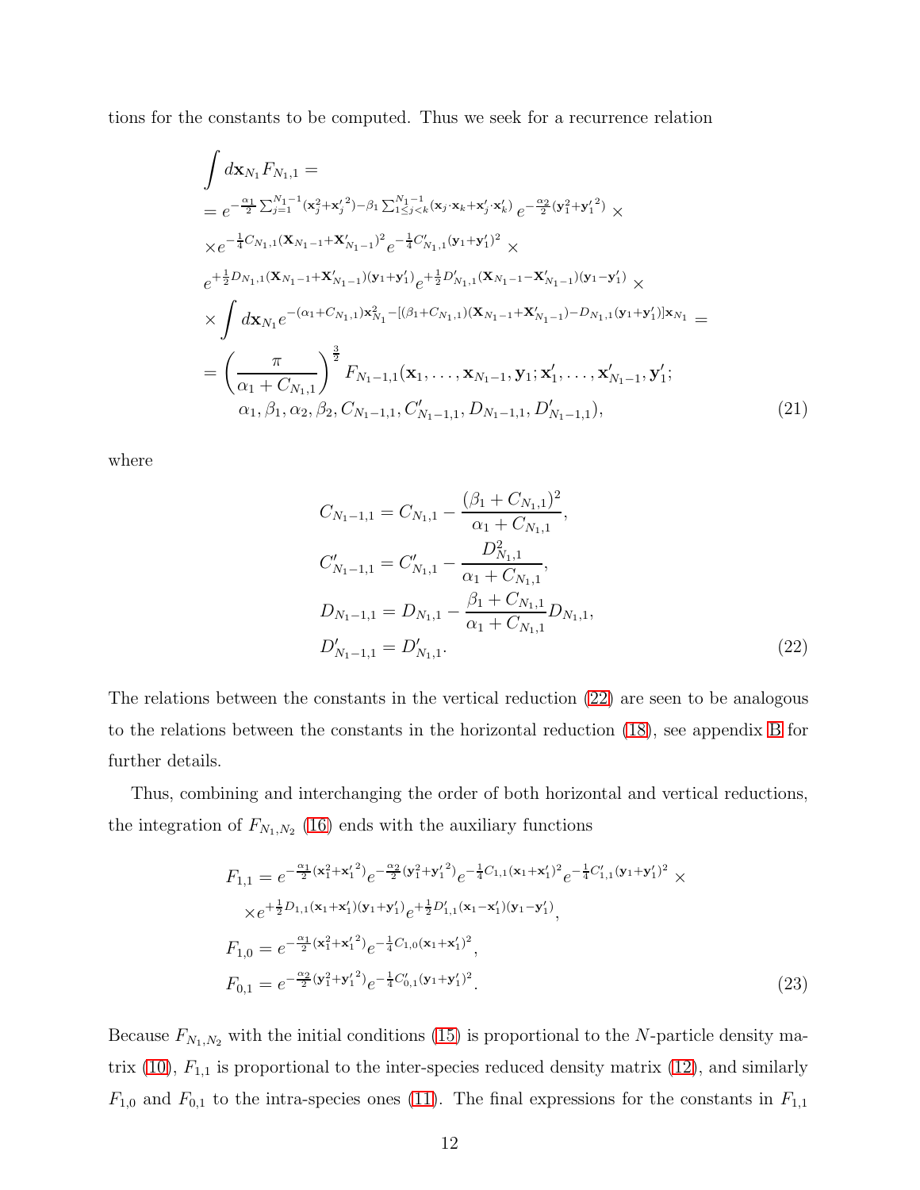tions for the constants to be computed. Thus we seek for a recurrence relation

$$
\begin{aligned}
&\int d\mathbf{x}_{N_1} F_{N_1,1} = \\
&= e^{-\frac{\alpha_1}{2}\sum_{j=1}^{N_1-1}(\mathbf{x}_j^2+{\mathbf{x}'_j}^2)-\beta_1\sum_{1\le j<k}^{N_1-1}(\mathbf{x}_j\cdot\mathbf{x}_k+\mathbf{x}'_j\cdot\mathbf{x}'_k)}\, e^{-\frac{\alpha_2}{2}(\mathbf{y}_1^2+{\mathbf{y}'_1}^2)} \times \\
&\times e^{-\frac{1}{4}C_{N_1,1}(\mathbf{X}_{N_1-1}+\mathbf{X}'_{N_1-1})^2} e^{-\frac{1}{4}C'_{N_1,1}(\mathbf{y}_1+\mathbf{y}'_1)^2} \times \\
&e^{+\frac{1}{2}D_{N_1,1}(\mathbf{X}_{N_1-1}+\mathbf{X}'_{N_1-1})(\mathbf{y}_1+\mathbf{y}'_1)} e^{+\frac{1}{2}D'_{N_1,1}(\mathbf{X}_{N_1-1}-\mathbf{X}'_{N_1-1})(\mathbf{y}_1-\mathbf{y}'_1)} \times \\
&\times \int d\mathbf{x}_{N_1} e^{-(\alpha_1+C_{N_1,1})\mathbf{x}_{N_1}^2-[(\beta_1+C_{N_1,1})(\mathbf{X}_{N_1-1}+\mathbf{X}'_{N_1-1})-D_{N_1,1}(\mathbf{y}_1+\mathbf{y}'_1)]\mathbf{x}_{N_1}} = \\
&= \left(\frac{\pi}{\alpha_1+C_{N_1,1}}\right)^{\frac{3}{2}} F_{N_1-1,1}(\mathbf{x}_1,\ldots,\mathbf{x}_{N_1-1},\mathbf{y}_1;\mathbf{x}'_1,\ldots,\mathbf{x}'_{N_1-1},\mathbf{y}'_1; \\
&\qquad \alpha_1,\beta_1,\alpha_2,\beta_2,C_{N_1-1,1},C'_{N_1-1,1},D_{N_1-1,1},D'_{N_1-1,1}),
\end{aligned}
\tag{21}
$$

where

$$
\begin{aligned}
C_{N_1-1,1} &= C_{N_1,1} - \frac{(\beta_1+C_{N_1,1})^2}{\alpha_1+C_{N_1,1}}, \\
C'_{N_1-1,1} &= C'_{N_1,1} - \frac{D_{N_1,1}^2}{\alpha_1+C_{N_1,1}}, \\
D_{N_1-1,1} &= D_{N_1,1} - \frac{\beta_1+C_{N_1,1}}{\alpha_1+C_{N_1,1}} D_{N_1,1}, \\
D'_{N_1-1,1} &= D'_{N_1,1}.
\end{aligned}
\tag{22}
$$

The relations between the constants in the vertical reduction (22) are seen to be analogous to the relations between the constants in the horizontal reduction (18), see appendix B for further details.

Thus, combining and interchanging the order of both horizontal and vertical reductions, the integration of $F_{N_1,N_2}$ (16) ends with the auxiliary functions

$$
\begin{aligned}
F_{1,1} &= e^{-\frac{\alpha_1}{2}(\mathbf{x}_1^2+{\mathbf{x}'_1}^2)} e^{-\frac{\alpha_2}{2}(\mathbf{y}_1^2+{\mathbf{y}'_1}^2)} e^{-\frac{1}{4}C_{1,1}(\mathbf{x}_1+\mathbf{x}'_1)^2} e^{-\frac{1}{4}C'_{1,1}(\mathbf{y}_1+\mathbf{y}'_1)^2} \times \\
&\quad \times e^{+\frac{1}{2}D_{1,1}(\mathbf{x}_1+\mathbf{x}'_1)(\mathbf{y}_1+\mathbf{y}'_1)} e^{+\frac{1}{2}D'_{1,1}(\mathbf{x}_1-\mathbf{x}'_1)(\mathbf{y}_1-\mathbf{y}'_1)}, \\
F_{1,0} &= e^{-\frac{\alpha_1}{2}(\mathbf{x}_1^2+{\mathbf{x}'_1}^2)} e^{-\frac{1}{4}C_{1,0}(\mathbf{x}_1+\mathbf{x}'_1)^2}, \\
F_{0,1} &= e^{-\frac{\alpha_2}{2}(\mathbf{y}_1^2+{\mathbf{y}'_1}^2)} e^{-\frac{1}{4}C'_{0,1}(\mathbf{y}_1+\mathbf{y}'_1)^2}.
\end{aligned}
\tag{23}
$$

Because $F_{N_1,N_2}$ with the initial conditions (15) is proportional to the $N$-particle density matrix (10), $F_{1,1}$ is proportional to the inter-species reduced density matrix (12), and similarly $F_{1,0}$ and $F_{0,1}$ to the intra-species ones (11). The final expressions for the constants in $F_{1,1}$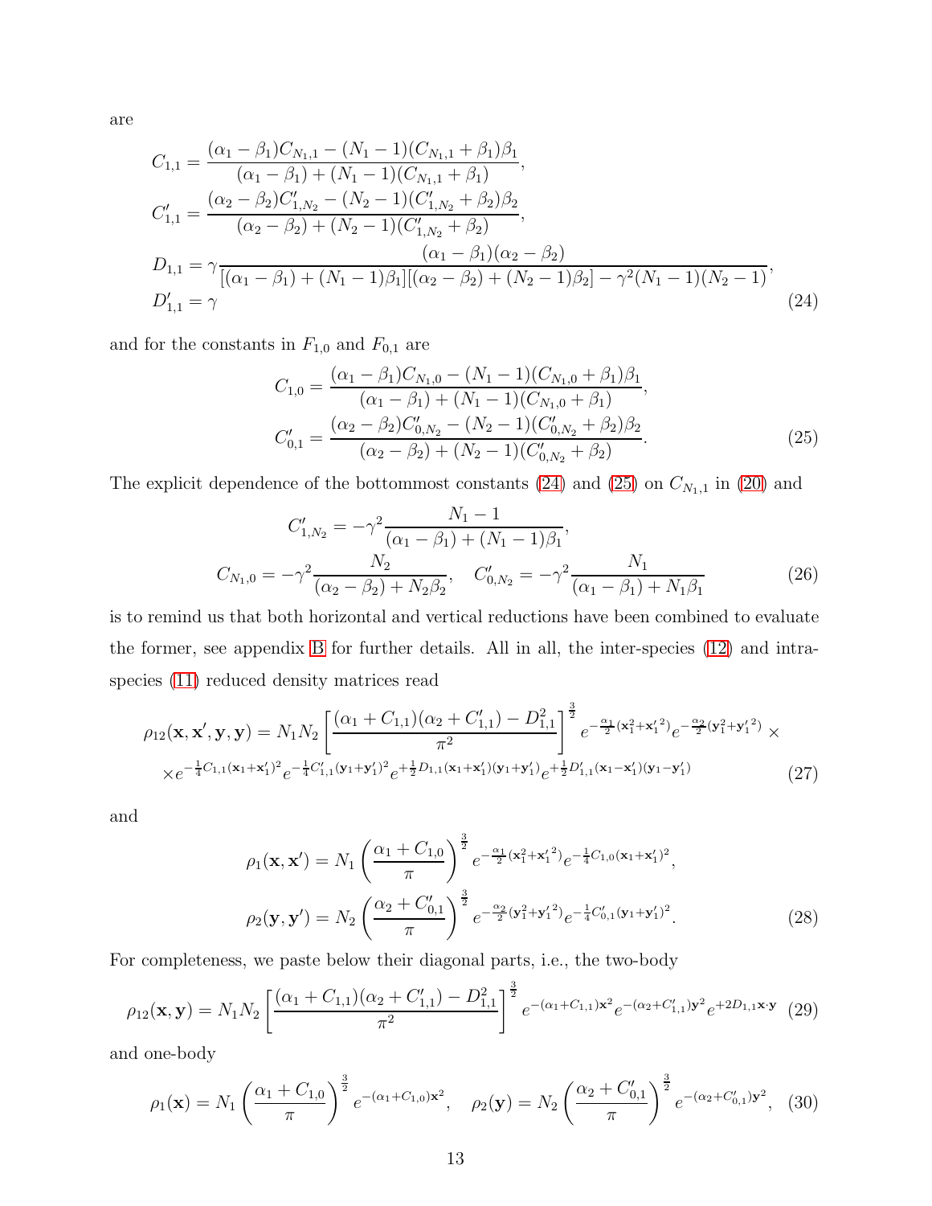are

$$
\begin{aligned}
C_{1,1} &= \frac{(\alpha_1 - \beta_1)C_{N_1,1} - (N_1 - 1)(C_{N_1,1} + \beta_1)\beta_1}{(\alpha_1 - \beta_1) + (N_1 - 1)(C_{N_1,1} + \beta_1)}, \\
C'_{1,1} &= \frac{(\alpha_2 - \beta_2)C'_{1,N_2} - (N_2 - 1)(C'_{1,N_2} + \beta_2)\beta_2}{(\alpha_2 - \beta_2) + (N_2 - 1)(C'_{1,N_2} + \beta_2)}, \\
D_{1,1} &= \gamma \frac{(\alpha_1 - \beta_1)(\alpha_2 - \beta_2)}{[(\alpha_1 - \beta_1) + (N_1 - 1)\beta_1][(\alpha_2 - \beta_2) + (N_2 - 1)\beta_2] - \gamma^2 (N_1 - 1)(N_2 - 1)}, \\
D'_{1,1} &= \gamma
\end{aligned}
\tag{24}
$$

and for the constants in $F_{1,0}$ and $F_{0,1}$ are

$$
\begin{aligned}
C_{1,0} &= \frac{(\alpha_1 - \beta_1)C_{N_1,0} - (N_1 - 1)(C_{N_1,0} + \beta_1)\beta_1}{(\alpha_1 - \beta_1) + (N_1 - 1)(C_{N_1,0} + \beta_1)}, \\
C'_{0,1} &= \frac{(\alpha_2 - \beta_2)C'_{0,N_2} - (N_2 - 1)(C'_{0,N_2} + \beta_2)\beta_2}{(\alpha_2 - \beta_2) + (N_2 - 1)(C'_{0,N_2} + \beta_2)}.
\end{aligned}
\tag{25}
$$

The explicit dependence of the bottommost constants (24) and (25) on $C_{N_1,1}$ in (20) and

$$
\begin{aligned}
C'_{1,N_2} &= -\gamma^2 \frac{N_1 - 1}{(\alpha_1 - \beta_1) + (N_1 - 1)\beta_1}, \\
C_{N_1,0} = -\gamma^2 \frac{N_2}{(\alpha_2 - \beta_2) + N_2\beta_2}, &\quad C'_{0,N_2} = -\gamma^2 \frac{N_1}{(\alpha_1 - \beta_1) + N_1\beta_1}
\end{aligned}
\tag{26}
$$

is to remind us that both horizontal and vertical reductions have been combined to evaluate the former, see appendix B for further details. All in all, the inter-species (12) and intra-species (11) reduced density matrices read

$$
\begin{aligned}
\rho_{12}(\mathbf{x}, \mathbf{x}', \mathbf{y}, \mathbf{y}) = N_1 N_2 \left[ \frac{(\alpha_1 + C_{1,1})(\alpha_2 + C'_{1,1}) - D_{1,1}^2}{\pi^2} \right]^{\frac{3}{2}} e^{-\frac{\alpha_1}{2}(\mathbf{x}_1^2 + {\mathbf{x}'_1}^2)} e^{-\frac{\alpha_2}{2}(\mathbf{y}_1^2 + {\mathbf{y}'_1}^2)} \times \\
\times e^{-\frac{1}{4}C_{1,1}(\mathbf{x}_1 + \mathbf{x}'_1)^2} e^{-\frac{1}{4}C'_{1,1}(\mathbf{y}_1 + \mathbf{y}'_1)^2} e^{+\frac{1}{2}D_{1,1}(\mathbf{x}_1 + \mathbf{x}'_1)(\mathbf{y}_1 + \mathbf{y}'_1)} e^{+\frac{1}{2}D'_{1,1}(\mathbf{x}_1 - \mathbf{x}'_1)(\mathbf{y}_1 - \mathbf{y}'_1)}
\end{aligned}
\tag{27}
$$

and

$$
\begin{aligned}
\rho_1(\mathbf{x}, \mathbf{x}') &= N_1 \left( \frac{\alpha_1 + C_{1,0}}{\pi} \right)^{\frac{3}{2}} e^{-\frac{\alpha_1}{2}(\mathbf{x}_1^2 + {\mathbf{x}'_1}^2)} e^{-\frac{1}{4}C_{1,0}(\mathbf{x}_1 + \mathbf{x}'_1)^2}, \\
\rho_2(\mathbf{y}, \mathbf{y}') &= N_2 \left( \frac{\alpha_2 + C'_{0,1}}{\pi} \right)^{\frac{3}{2}} e^{-\frac{\alpha_2}{2}(\mathbf{y}_1^2 + {\mathbf{y}'_1}^2)} e^{-\frac{1}{4}C'_{0,1}(\mathbf{y}_1 + \mathbf{y}'_1)^2}.
\end{aligned}
\tag{28}
$$

For completeness, we paste below their diagonal parts, i.e., the two-body

$$
\rho_{12}(\mathbf{x}, \mathbf{y}) = N_1 N_2 \left[ \frac{(\alpha_1 + C_{1,1})(\alpha_2 + C'_{1,1}) - D_{1,1}^2}{\pi^2} \right]^{\frac{3}{2}} e^{-(\alpha_1 + C_{1,1})\mathbf{x}^2} e^{-(\alpha_2 + C'_{1,1})\mathbf{y}^2} e^{+2D_{1,1}\mathbf{x}\cdot\mathbf{y}} \tag{29}
$$

and one-body

$$
\rho_1(\mathbf{x}) = N_1 \left( \frac{\alpha_1 + C_{1,0}}{\pi} \right)^{\frac{3}{2}} e^{-(\alpha_1 + C_{1,0})\mathbf{x}^2}, \quad \rho_2(\mathbf{y}) = N_2 \left( \frac{\alpha_2 + C'_{0,1}}{\pi} \right)^{\frac{3}{2}} e^{-(\alpha_2 + C'_{0,1})\mathbf{y}^2}, \tag{30}
$$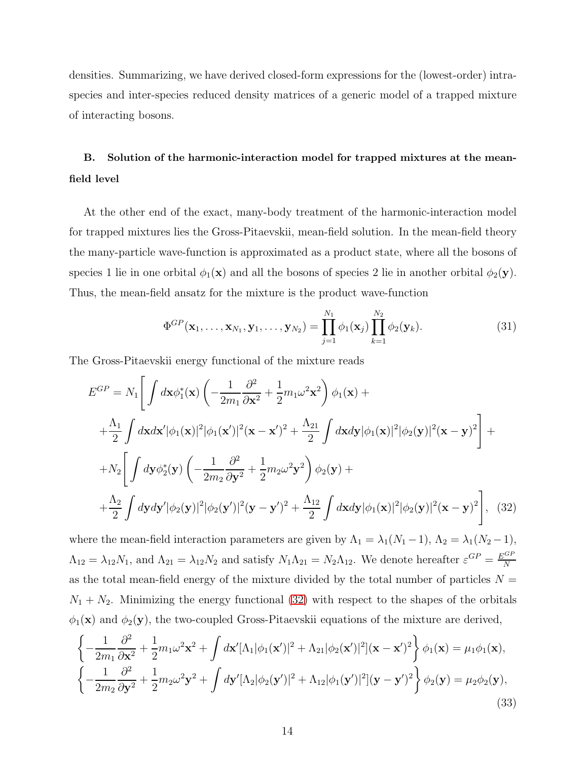densities. Summarizing, we have derived closed-form expressions for the (lowest-order) intra-species and inter-species reduced density matrices of a generic model of a trapped mixture of interacting bosons.

### B. Solution of the harmonic-interaction model for trapped mixtures at the mean-field level

At the other end of the exact, many-body treatment of the harmonic-interaction model for trapped mixtures lies the Gross-Pitaevskii, mean-field solution. In the mean-field theory the many-particle wave-function is approximated as a product state, where all the bosons of species 1 lie in one orbital $\phi_1(\mathbf{x})$ and all the bosons of species 2 lie in another orbital $\phi_2(\mathbf{y})$. Thus, the mean-field ansatz for the mixture is the product wave-function

$$\Phi^{GP}(\mathbf{x}_1,\ldots,\mathbf{x}_{N_1},\mathbf{y}_1,\ldots,\mathbf{y}_{N_2}) = \prod_{j=1}^{N_1}\phi_1(\mathbf{x}_j)\prod_{k=1}^{N_2}\phi_2(\mathbf{y}_k). \tag{31}$$

The Gross-Pitaevskii energy functional of the mixture reads

$$\begin{aligned}
E^{GP} = N_1\Bigg[&\int d\mathbf{x}\phi_1^*(\mathbf{x})\left(-\frac{1}{2m_1}\frac{\partial^2}{\partial\mathbf{x}^2}+\frac{1}{2}m_1\omega^2\mathbf{x}^2\right)\phi_1(\mathbf{x}) + \\
&+\frac{\Lambda_1}{2}\int d\mathbf{x}d\mathbf{x}'|\phi_1(\mathbf{x})|^2|\phi_1(\mathbf{x}')|^2(\mathbf{x}-\mathbf{x}')^2 + \frac{\Lambda_{21}}{2}\int d\mathbf{x}d\mathbf{y}|\phi_1(\mathbf{x})|^2|\phi_2(\mathbf{y})|^2(\mathbf{x}-\mathbf{y})^2\Bigg] + \\
+N_2\Bigg[&\int d\mathbf{y}\phi_2^*(\mathbf{y})\left(-\frac{1}{2m_2}\frac{\partial^2}{\partial\mathbf{y}^2}+\frac{1}{2}m_2\omega^2\mathbf{y}^2\right)\phi_2(\mathbf{y}) + \\
&+\frac{\Lambda_2}{2}\int d\mathbf{y}d\mathbf{y}'|\phi_2(\mathbf{y})|^2|\phi_2(\mathbf{y}')|^2(\mathbf{y}-\mathbf{y}')^2 + \frac{\Lambda_{12}}{2}\int d\mathbf{x}d\mathbf{y}|\phi_1(\mathbf{x})|^2|\phi_2(\mathbf{y})|^2(\mathbf{x}-\mathbf{y})^2\Bigg],
\end{aligned} \tag{32}$$

where the mean-field interaction parameters are given by $\Lambda_1 = \lambda_1(N_1-1)$, $\Lambda_2 = \lambda_1(N_2-1)$, $\Lambda_{12} = \lambda_{12}N_1$, and $\Lambda_{21} = \lambda_{12}N_2$ and satisfy $N_1\Lambda_{21} = N_2\Lambda_{12}$. We denote hereafter $\varepsilon^{GP} = \frac{E^{GP}}{N}$ as the total mean-field energy of the mixture divided by the total number of particles $N = N_1 + N_2$. Minimizing the energy functional (32) with respect to the shapes of the orbitals $\phi_1(\mathbf{x})$ and $\phi_2(\mathbf{y})$, the two-coupled Gross-Pitaevskii equations of the mixture are derived,

$$\begin{aligned}
\left\{-\frac{1}{2m_1}\frac{\partial^2}{\partial\mathbf{x}^2}+\frac{1}{2}m_1\omega^2\mathbf{x}^2+\int d\mathbf{x}'[\Lambda_1|\phi_1(\mathbf{x}')|^2+\Lambda_{21}|\phi_2(\mathbf{x}')|^2](\mathbf{x}-\mathbf{x}')^2\right\}\phi_1(\mathbf{x}) &= \mu_1\phi_1(\mathbf{x}), \\
\left\{-\frac{1}{2m_2}\frac{\partial^2}{\partial\mathbf{y}^2}+\frac{1}{2}m_2\omega^2\mathbf{y}^2+\int d\mathbf{y}'[\Lambda_2|\phi_2(\mathbf{y}')|^2+\Lambda_{12}|\phi_1(\mathbf{y}')|^2](\mathbf{y}-\mathbf{y}')^2\right\}\phi_2(\mathbf{y}) &= \mu_2\phi_2(\mathbf{y}),
\end{aligned} \tag{33}$$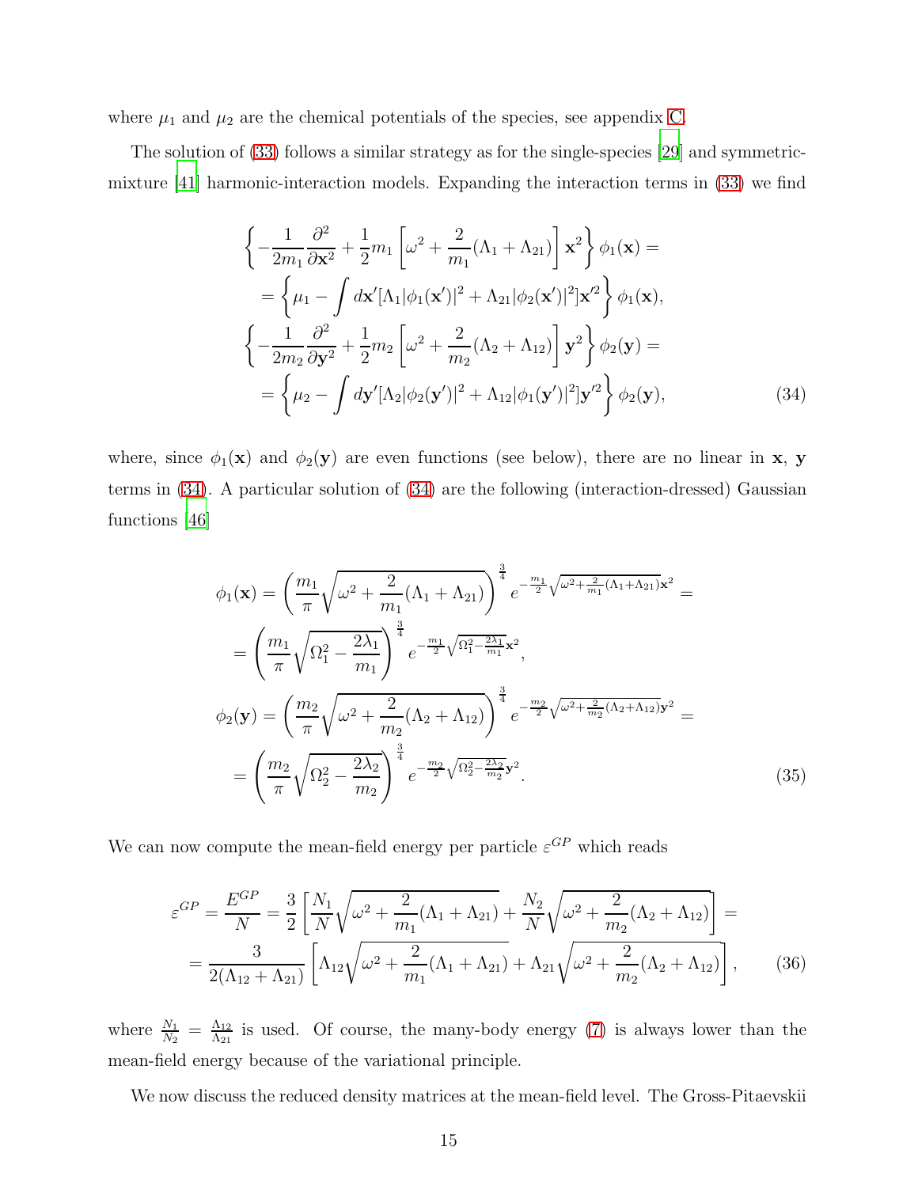where $\mu_1$ and $\mu_2$ are the chemical potentials of the species, see appendix C.

The solution of (33) follows a similar strategy as for the single-species [29] and symmetric-mixture [41] harmonic-interaction models. Expanding the interaction terms in (33) we find

$$
\begin{aligned}
&\left\{-\frac{1}{2m_1}\frac{\partial^2}{\partial \mathbf{x}^2}+\frac{1}{2}m_1\left[\omega^2+\frac{2}{m_1}(\Lambda_1+\Lambda_{21})\right]\mathbf{x}^2\right\}\phi_1(\mathbf{x}) = \\
&\quad = \left\{\mu_1-\int d\mathbf{x}'[\Lambda_1|\phi_1(\mathbf{x}')|^2+\Lambda_{21}|\phi_2(\mathbf{x}')|^2]\mathbf{x}'^2\right\}\phi_1(\mathbf{x}), \\
&\left\{-\frac{1}{2m_2}\frac{\partial^2}{\partial \mathbf{y}^2}+\frac{1}{2}m_2\left[\omega^2+\frac{2}{m_2}(\Lambda_2+\Lambda_{12})\right]\mathbf{y}^2\right\}\phi_2(\mathbf{y}) = \\
&\quad = \left\{\mu_2-\int d\mathbf{y}'[\Lambda_2|\phi_2(\mathbf{y}')|^2+\Lambda_{12}|\phi_1(\mathbf{y}')|^2]\mathbf{y}'^2\right\}\phi_2(\mathbf{y}),
\end{aligned} \tag{34}
$$

where, since $\phi_1(\mathbf{x})$ and $\phi_2(\mathbf{y})$ are even functions (see below), there are no linear in $\mathbf{x}$, $\mathbf{y}$ terms in (34). A particular solution of (34) are the following (interaction-dressed) Gaussian functions [46]

$$
\begin{aligned}
\phi_1(\mathbf{x}) &= \left(\frac{m_1}{\pi}\sqrt{\omega^2+\frac{2}{m_1}(\Lambda_1+\Lambda_{21})}\right)^{\frac{3}{4}} e^{-\frac{m_1}{2}\sqrt{\omega^2+\frac{2}{m_1}(\Lambda_1+\Lambda_{21})}\mathbf{x}^2} = \\
&= \left(\frac{m_1}{\pi}\sqrt{\Omega_1^2-\frac{2\lambda_1}{m_1}}\right)^{\frac{3}{4}} e^{-\frac{m_1}{2}\sqrt{\Omega_1^2-\frac{2\lambda_1}{m_1}}\mathbf{x}^2}, \\
\phi_2(\mathbf{y}) &= \left(\frac{m_2}{\pi}\sqrt{\omega^2+\frac{2}{m_2}(\Lambda_2+\Lambda_{12})}\right)^{\frac{3}{4}} e^{-\frac{m_2}{2}\sqrt{\omega^2+\frac{2}{m_2}(\Lambda_2+\Lambda_{12})}\mathbf{y}^2} = \\
&= \left(\frac{m_2}{\pi}\sqrt{\Omega_2^2-\frac{2\lambda_2}{m_2}}\right)^{\frac{3}{4}} e^{-\frac{m_2}{2}\sqrt{\Omega_2^2-\frac{2\lambda_2}{m_2}}\mathbf{y}^2}.
\end{aligned} \tag{35}
$$

We can now compute the mean-field energy per particle $\varepsilon^{GP}$ which reads

$$
\begin{aligned}
\varepsilon^{GP} = \frac{E^{GP}}{N} &= \frac{3}{2}\left[\frac{N_1}{N}\sqrt{\omega^2+\frac{2}{m_1}(\Lambda_1+\Lambda_{21})}+\frac{N_2}{N}\sqrt{\omega^2+\frac{2}{m_2}(\Lambda_2+\Lambda_{12})}\right] = \\
&= \frac{3}{2(\Lambda_{12}+\Lambda_{21})}\left[\Lambda_{12}\sqrt{\omega^2+\frac{2}{m_1}(\Lambda_1+\Lambda_{21})}+\Lambda_{21}\sqrt{\omega^2+\frac{2}{m_2}(\Lambda_2+\Lambda_{12})}\right],
\end{aligned} \tag{36}
$$

where $\frac{N_1}{N_2}=\frac{\Lambda_{12}}{\Lambda_{21}}$ is used. Of course, the many-body energy (7) is always lower than the mean-field energy because of the variational principle.

We now discuss the reduced density matrices at the mean-field level. The Gross-Pitaevskii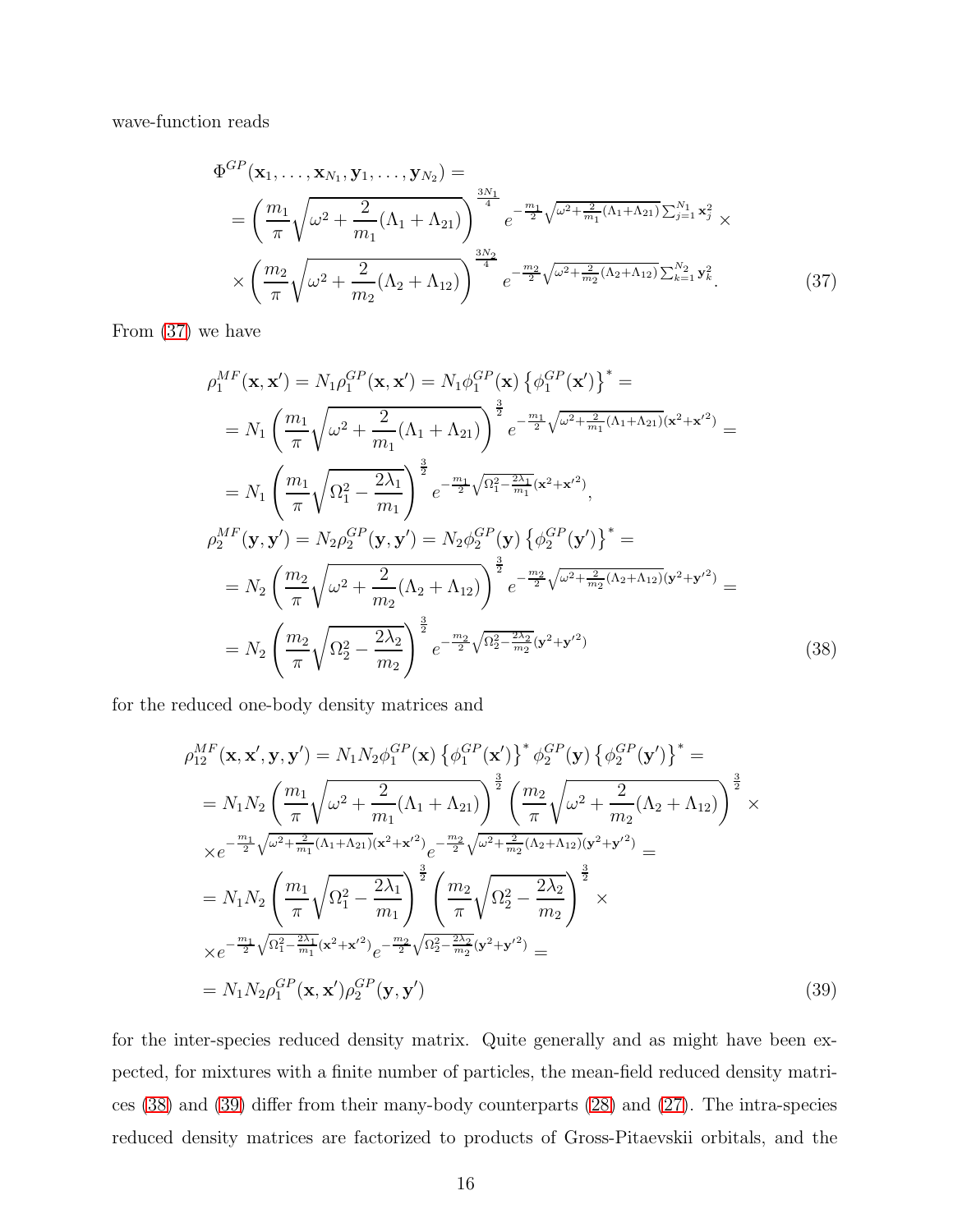wave-function reads

$$
\begin{aligned}
&\Phi^{GP}(\mathbf{x}_1,\ldots,\mathbf{x}_{N_1},\mathbf{y}_1,\ldots,\mathbf{y}_{N_2}) = \\
&= \left(\frac{m_1}{\pi}\sqrt{\omega^2+\frac{2}{m_1}(\Lambda_1+\Lambda_{21})}\right)^{\frac{3N_1}{4}} e^{-\frac{m_1}{2}\sqrt{\omega^2+\frac{2}{m_1}(\Lambda_1+\Lambda_{21})}\sum_{j=1}^{N_1}\mathbf{x}_j^2} \times \\
&\times \left(\frac{m_2}{\pi}\sqrt{\omega^2+\frac{2}{m_2}(\Lambda_2+\Lambda_{12})}\right)^{\frac{3N_2}{4}} e^{-\frac{m_2}{2}\sqrt{\omega^2+\frac{2}{m_2}(\Lambda_2+\Lambda_{12})}\sum_{k=1}^{N_2}\mathbf{y}_k^2}.
\end{aligned}
\tag{37}
$$

From (37) we have

$$
\begin{aligned}
\rho_1^{MF}(\mathbf{x},\mathbf{x}') &= N_1\rho_1^{GP}(\mathbf{x},\mathbf{x}') = N_1\phi_1^{GP}(\mathbf{x})\left\{\phi_1^{GP}(\mathbf{x}')\right\}^* = \\
&= N_1\left(\frac{m_1}{\pi}\sqrt{\omega^2+\frac{2}{m_1}(\Lambda_1+\Lambda_{21})}\right)^{\frac{3}{2}} e^{-\frac{m_1}{2}\sqrt{\omega^2+\frac{2}{m_1}(\Lambda_1+\Lambda_{21})}(\mathbf{x}^2+\mathbf{x}'^2)} = \\
&= N_1\left(\frac{m_1}{\pi}\sqrt{\Omega_1^2-\frac{2\lambda_1}{m_1}}\right)^{\frac{3}{2}} e^{-\frac{m_1}{2}\sqrt{\Omega_1^2-\frac{2\lambda_1}{m_1}}(\mathbf{x}^2+\mathbf{x}'^2)}, \\
\rho_2^{MF}(\mathbf{y},\mathbf{y}') &= N_2\rho_2^{GP}(\mathbf{y},\mathbf{y}') = N_2\phi_2^{GP}(\mathbf{y})\left\{\phi_2^{GP}(\mathbf{y}')\right\}^* = \\
&= N_2\left(\frac{m_2}{\pi}\sqrt{\omega^2+\frac{2}{m_2}(\Lambda_2+\Lambda_{12})}\right)^{\frac{3}{2}} e^{-\frac{m_2}{2}\sqrt{\omega^2+\frac{2}{m_2}(\Lambda_2+\Lambda_{12})}(\mathbf{y}^2+\mathbf{y}'^2)} = \\
&= N_2\left(\frac{m_2}{\pi}\sqrt{\Omega_2^2-\frac{2\lambda_2}{m_2}}\right)^{\frac{3}{2}} e^{-\frac{m_2}{2}\sqrt{\Omega_2^2-\frac{2\lambda_2}{m_2}}(\mathbf{y}^2+\mathbf{y}'^2)}
\end{aligned}
\tag{38}
$$

for the reduced one-body density matrices and

$$
\begin{aligned}
\rho_{12}^{MF}(\mathbf{x},\mathbf{x}',\mathbf{y},\mathbf{y}') &= N_1N_2\phi_1^{GP}(\mathbf{x})\left\{\phi_1^{GP}(\mathbf{x}')\right\}^*\phi_2^{GP}(\mathbf{y})\left\{\phi_2^{GP}(\mathbf{y}')\right\}^* = \\
&= N_1N_2\left(\frac{m_1}{\pi}\sqrt{\omega^2+\frac{2}{m_1}(\Lambda_1+\Lambda_{21})}\right)^{\frac{3}{2}}\left(\frac{m_2}{\pi}\sqrt{\omega^2+\frac{2}{m_2}(\Lambda_2+\Lambda_{12})}\right)^{\frac{3}{2}} \times \\
&\times e^{-\frac{m_1}{2}\sqrt{\omega^2+\frac{2}{m_1}(\Lambda_1+\Lambda_{21})}(\mathbf{x}^2+\mathbf{x}'^2)} e^{-\frac{m_2}{2}\sqrt{\omega^2+\frac{2}{m_2}(\Lambda_2+\Lambda_{12})}(\mathbf{y}^2+\mathbf{y}'^2)} = \\
&= N_1N_2\left(\frac{m_1}{\pi}\sqrt{\Omega_1^2-\frac{2\lambda_1}{m_1}}\right)^{\frac{3}{2}}\left(\frac{m_2}{\pi}\sqrt{\Omega_2^2-\frac{2\lambda_2}{m_2}}\right)^{\frac{3}{2}} \times \\
&\times e^{-\frac{m_1}{2}\sqrt{\Omega_1^2-\frac{2\lambda_1}{m_1}}(\mathbf{x}^2+\mathbf{x}'^2)} e^{-\frac{m_2}{2}\sqrt{\Omega_2^2-\frac{2\lambda_2}{m_2}}(\mathbf{y}^2+\mathbf{y}'^2)} = \\
&= N_1N_2\rho_1^{GP}(\mathbf{x},\mathbf{x}')\rho_2^{GP}(\mathbf{y},\mathbf{y}')
\end{aligned}
\tag{39}
$$

for the inter-species reduced density matrix. Quite generally and as might have been expected, for mixtures with a finite number of particles, the mean-field reduced density matrices (38) and (39) differ from their many-body counterparts (28) and (27). The intra-species reduced density matrices are factorized to products of Gross-Pitaevskii orbitals, and the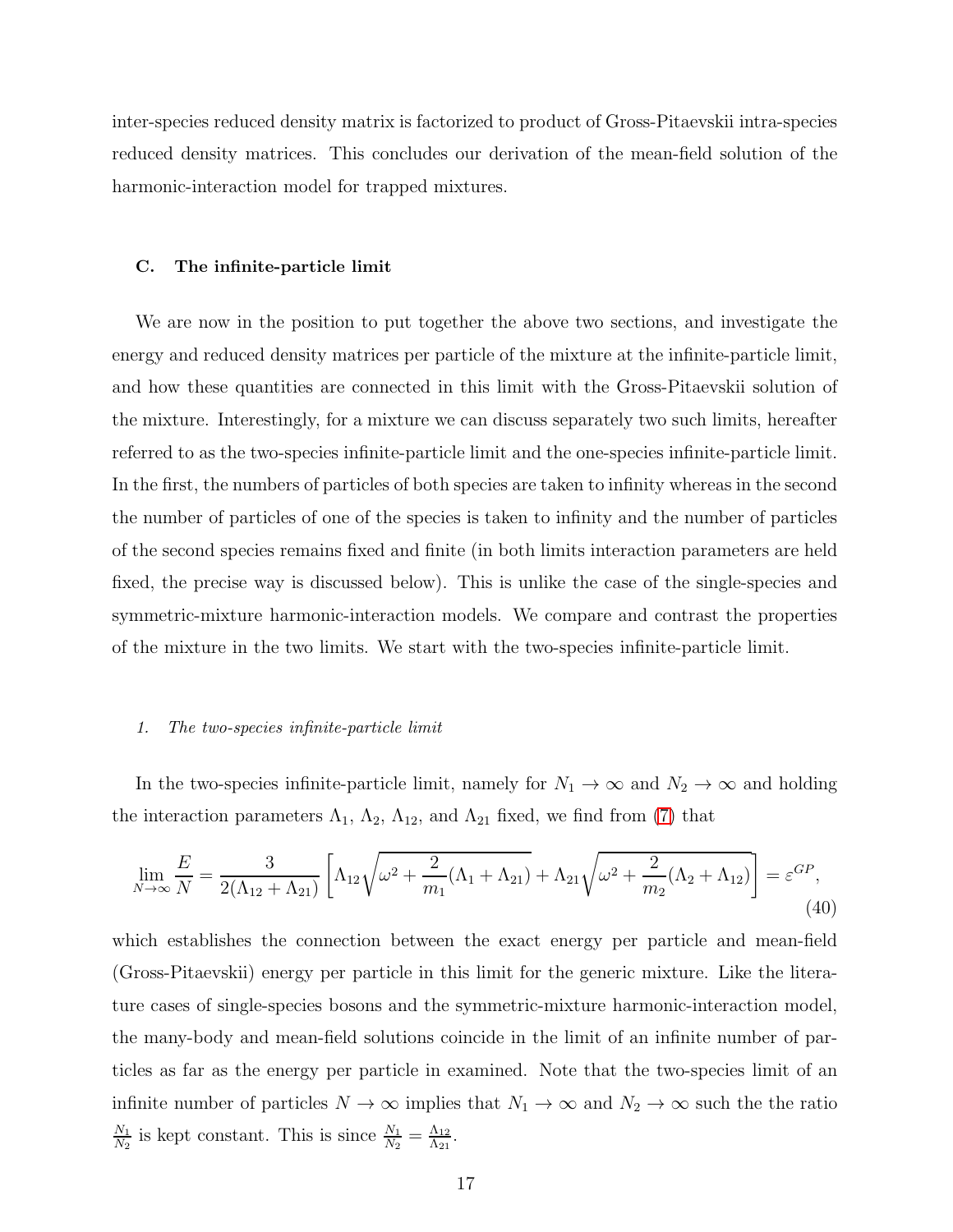inter-species reduced density matrix is factorized to product of Gross-Pitaevskii intra-species reduced density matrices. This concludes our derivation of the mean-field solution of the harmonic-interaction model for trapped mixtures.

### C. The infinite-particle limit

We are now in the position to put together the above two sections, and investigate the energy and reduced density matrices per particle of the mixture at the infinite-particle limit, and how these quantities are connected in this limit with the Gross-Pitaevskii solution of the mixture. Interestingly, for a mixture we can discuss separately two such limits, hereafter referred to as the two-species infinite-particle limit and the one-species infinite-particle limit. In the first, the numbers of particles of both species are taken to infinity whereas in the second the number of particles of one of the species is taken to infinity and the number of particles of the second species remains fixed and finite (in both limits interaction parameters are held fixed, the precise way is discussed below). This is unlike the case of the single-species and symmetric-mixture harmonic-interaction models. We compare and contrast the properties of the mixture in the two limits. We start with the two-species infinite-particle limit.

#### 1. *The two-species infinite-particle limit*

In the two-species infinite-particle limit, namely for $N_1 \to \infty$ and $N_2 \to \infty$ and holding the interaction parameters $\Lambda_1$, $\Lambda_2$, $\Lambda_{12}$, and $\Lambda_{21}$ fixed, we find from (7) that

$$\lim_{N\to\infty} \frac{E}{N} = \frac{3}{2(\Lambda_{12}+\Lambda_{21})}\left[\Lambda_{12}\sqrt{\omega^2 + \frac{2}{m_1}(\Lambda_1+\Lambda_{21})} + \Lambda_{21}\sqrt{\omega^2 + \frac{2}{m_2}(\Lambda_2+\Lambda_{12})}\right] = \varepsilon^{GP}, \tag{40}$$

which establishes the connection between the exact energy per particle and mean-field (Gross-Pitaevskii) energy per particle in this limit for the generic mixture. Like the literature cases of single-species bosons and the symmetric-mixture harmonic-interaction model, the many-body and mean-field solutions coincide in the limit of an infinite number of particles as far as the energy per particle in examined. Note that the two-species limit of an infinite number of particles $N \to \infty$ implies that $N_1 \to \infty$ and $N_2 \to \infty$ such the the ratio $\frac{N_1}{N_2}$ is kept constant. This is since $\frac{N_1}{N_2} = \frac{\Lambda_{12}}{\Lambda_{21}}$.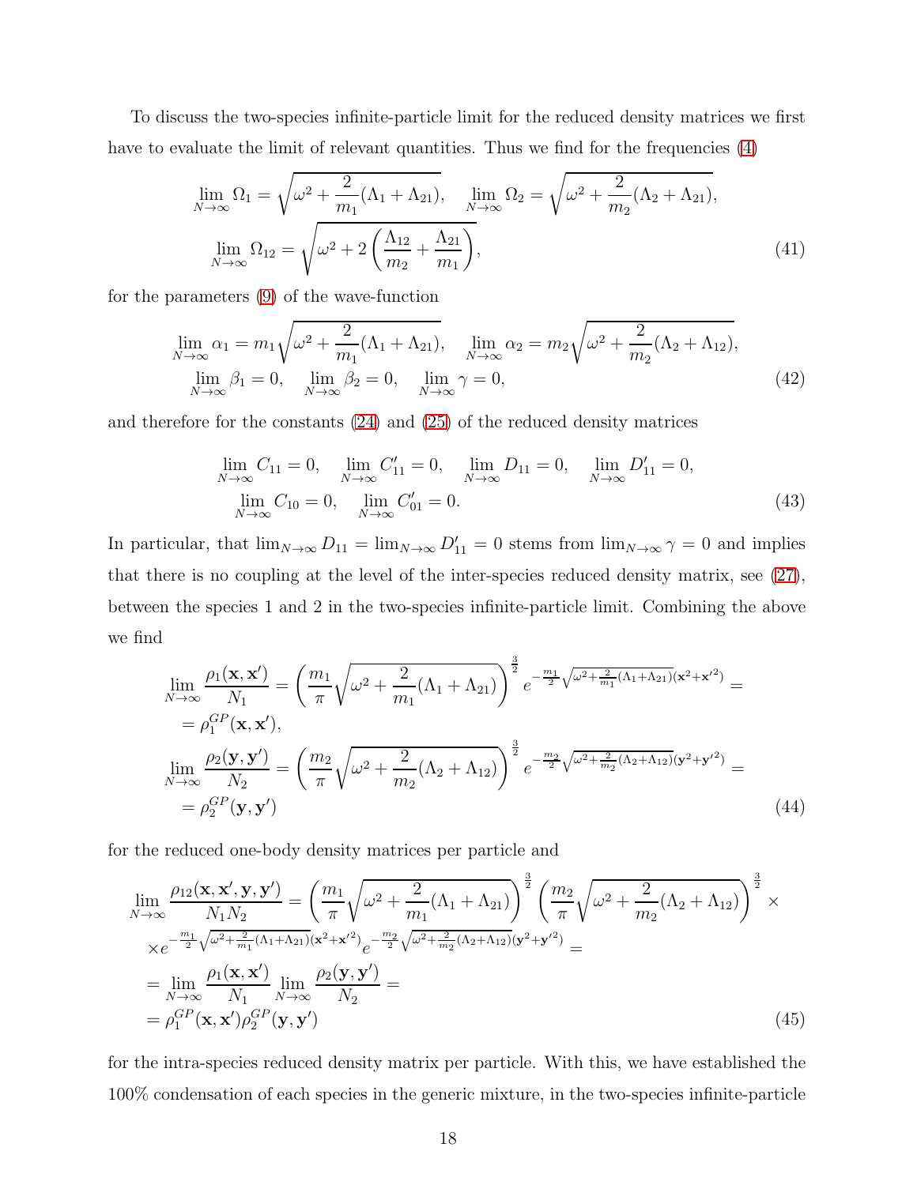To discuss the two-species infinite-particle limit for the reduced density matrices we first have to evaluate the limit of relevant quantities. Thus we find for the frequencies (4)

$$
\lim_{N\to\infty}\Omega_1 = \sqrt{\omega^2 + \frac{2}{m_1}(\Lambda_1+\Lambda_{21})}, \quad \lim_{N\to\infty}\Omega_2 = \sqrt{\omega^2 + \frac{2}{m_2}(\Lambda_2+\Lambda_{21})},
$$
$$
\lim_{N\to\infty}\Omega_{12} = \sqrt{\omega^2 + 2\left(\frac{\Lambda_{12}}{m_2}+\frac{\Lambda_{21}}{m_1}\right)}, \tag{41}
$$

for the parameters (9) of the wave-function

$$
\lim_{N\to\infty}\alpha_1 = m_1\sqrt{\omega^2 + \frac{2}{m_1}(\Lambda_1+\Lambda_{21})}, \quad \lim_{N\to\infty}\alpha_2 = m_2\sqrt{\omega^2 + \frac{2}{m_2}(\Lambda_2+\Lambda_{12})},
$$
$$
\lim_{N\to\infty}\beta_1 = 0, \quad \lim_{N\to\infty}\beta_2 = 0, \quad \lim_{N\to\infty}\gamma = 0, \tag{42}
$$

and therefore for the constants (24) and (25) of the reduced density matrices

$$
\lim_{N\to\infty}C_{11} = 0, \quad \lim_{N\to\infty}C'_{11} = 0, \quad \lim_{N\to\infty}D_{11} = 0, \quad \lim_{N\to\infty}D'_{11} = 0,
$$
$$
\lim_{N\to\infty}C_{10} = 0, \quad \lim_{N\to\infty}C'_{01} = 0. \tag{43}
$$

In particular, that $\lim_{N\to\infty}D_{11} = \lim_{N\to\infty}D'_{11} = 0$ stems from $\lim_{N\to\infty}\gamma = 0$ and implies that there is no coupling at the level of the inter-species reduced density matrix, see (27), between the species 1 and 2 in the two-species infinite-particle limit. Combining the above we find

$$
\begin{aligned}
\lim_{N\to\infty}\frac{\rho_1(\mathbf{x},\mathbf{x}')}{N_1} &= \left(\frac{m_1}{\pi}\sqrt{\omega^2+\frac{2}{m_1}(\Lambda_1+\Lambda_{21})}\right)^{\frac{3}{2}} e^{-\frac{m_1}{2}\sqrt{\omega^2+\frac{2}{m_1}(\Lambda_1+\Lambda_{21})}(\mathbf{x}^2+\mathbf{x}'^2)} = \\
&= \rho_1^{GP}(\mathbf{x},\mathbf{x}'), \\
\lim_{N\to\infty}\frac{\rho_2(\mathbf{y},\mathbf{y}')}{N_2} &= \left(\frac{m_2}{\pi}\sqrt{\omega^2+\frac{2}{m_2}(\Lambda_2+\Lambda_{12})}\right)^{\frac{3}{2}} e^{-\frac{m_2}{2}\sqrt{\omega^2+\frac{2}{m_2}(\Lambda_2+\Lambda_{12})}(\mathbf{y}^2+\mathbf{y}'^2)} = \\
&= \rho_2^{GP}(\mathbf{y},\mathbf{y}')
\end{aligned} \tag{44}
$$

for the reduced one-body density matrices per particle and

$$
\begin{aligned}
\lim_{N\to\infty}\frac{\rho_{12}(\mathbf{x},\mathbf{x}',\mathbf{y},\mathbf{y}')}{N_1N_2} &= \left(\frac{m_1}{\pi}\sqrt{\omega^2+\frac{2}{m_1}(\Lambda_1+\Lambda_{21})}\right)^{\frac{3}{2}}\left(\frac{m_2}{\pi}\sqrt{\omega^2+\frac{2}{m_2}(\Lambda_2+\Lambda_{12})}\right)^{\frac{3}{2}} \times \\
&\times e^{-\frac{m_1}{2}\sqrt{\omega^2+\frac{2}{m_1}(\Lambda_1+\Lambda_{21})}(\mathbf{x}^2+\mathbf{x}'^2)} e^{-\frac{m_2}{2}\sqrt{\omega^2+\frac{2}{m_2}(\Lambda_2+\Lambda_{12})}(\mathbf{y}^2+\mathbf{y}'^2)} = \\
&= \lim_{N\to\infty}\frac{\rho_1(\mathbf{x},\mathbf{x}')}{N_1}\lim_{N\to\infty}\frac{\rho_2(\mathbf{y},\mathbf{y}')}{N_2} = \\
&= \rho_1^{GP}(\mathbf{x},\mathbf{x}')\rho_2^{GP}(\mathbf{y},\mathbf{y}')
\end{aligned} \tag{45}
$$

for the intra-species reduced density matrix per particle. With this, we have established the 100% condensation of each species in the generic mixture, in the two-species infinite-particle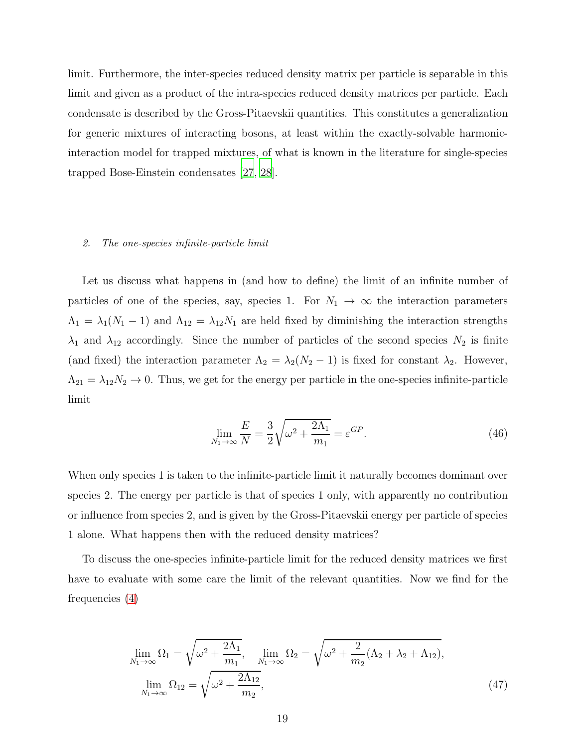limit. Furthermore, the inter-species reduced density matrix per particle is separable in this limit and given as a product of the intra-species reduced density matrices per particle. Each condensate is described by the Gross-Pitaevskii quantities. This constitutes a generalization for generic mixtures of interacting bosons, at least within the exactly-solvable harmonic-interaction model for trapped mixtures, of what is known in the literature for single-species trapped Bose-Einstein condensates [27, 28].

### 2. *The one-species infinite-particle limit*

Let us discuss what happens in (and how to define) the limit of an infinite number of particles of one of the species, say, species 1. For $N_1 \to \infty$ the interaction parameters $\Lambda_1 = \lambda_1(N_1 - 1)$ and $\Lambda_{12} = \lambda_{12} N_1$ are held fixed by diminishing the interaction strengths $\lambda_1$ and $\lambda_{12}$ accordingly. Since the number of particles of the second species $N_2$ is finite (and fixed) the interaction parameter $\Lambda_2 = \lambda_2(N_2 - 1)$ is fixed for constant $\lambda_2$. However, $\Lambda_{21} = \lambda_{12} N_2 \to 0$. Thus, we get for the energy per particle in the one-species infinite-particle limit

$$\lim_{N_1 \to \infty} \frac{E}{N} = \frac{3}{2} \sqrt{\omega^2 + \frac{2\Lambda_1}{m_1}} = \varepsilon^{GP}. \tag{46}$$

When only species 1 is taken to the infinite-particle limit it naturally becomes dominant over species 2. The energy per particle is that of species 1 only, with apparently no contribution or influence from species 2, and is given by the Gross-Pitaevskii energy per particle of species 1 alone. What happens then with the reduced density matrices?

To discuss the one-species infinite-particle limit for the reduced density matrices we first have to evaluate with some care the limit of the relevant quantities. Now we find for the frequencies (4)

$$\lim_{N_1 \to \infty} \Omega_1 = \sqrt{\omega^2 + \frac{2\Lambda_1}{m_1}}, \quad \lim_{N_1 \to \infty} \Omega_2 = \sqrt{\omega^2 + \frac{2}{m_2}(\Lambda_2 + \lambda_2 + \Lambda_{12})},$$
$$\lim_{N_1 \to \infty} \Omega_{12} = \sqrt{\omega^2 + \frac{2\Lambda_{12}}{m_2}}, \tag{47}$$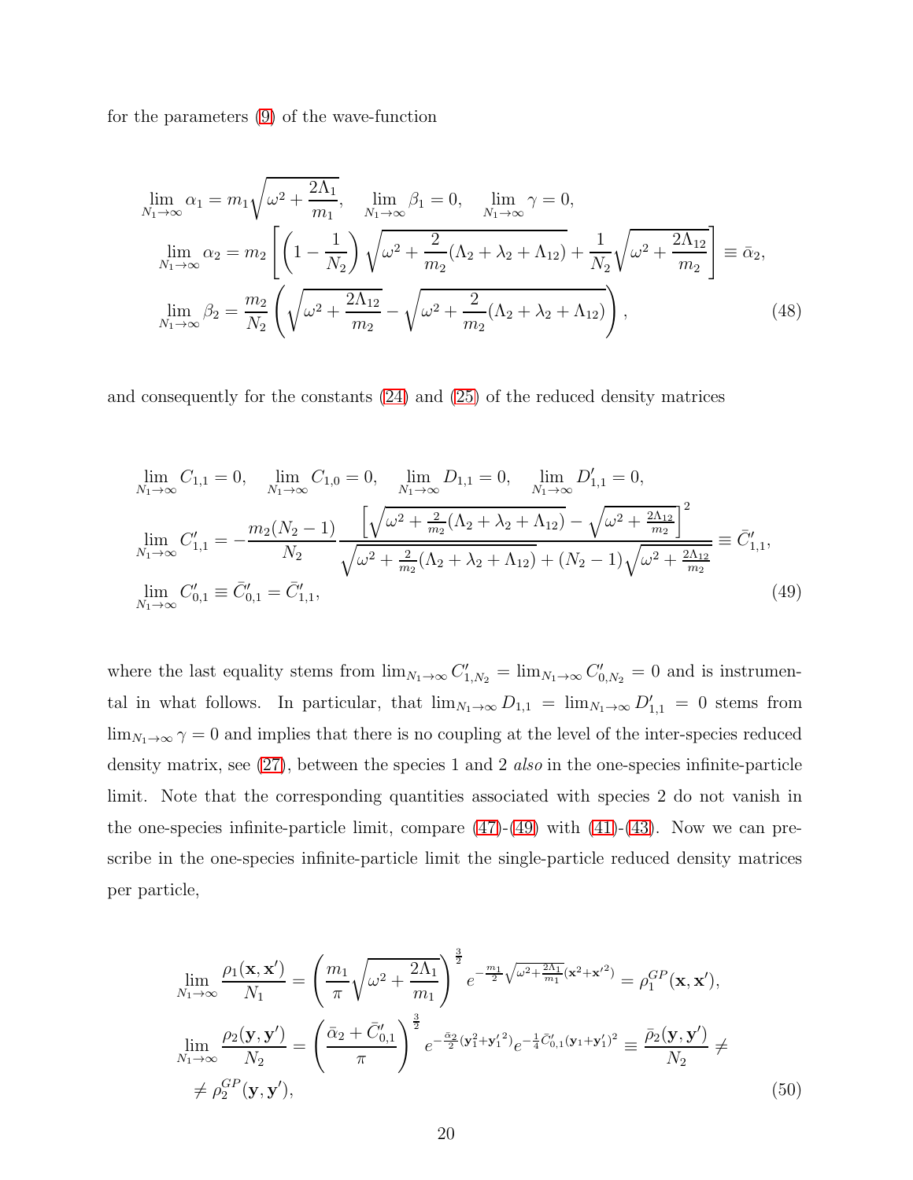for the parameters (9) of the wave-function

$$
\begin{aligned}
&\lim_{N_1\to\infty} \alpha_1 = m_1\sqrt{\omega^2 + \frac{2\Lambda_1}{m_1}}, \quad \lim_{N_1\to\infty} \beta_1 = 0, \quad \lim_{N_1\to\infty} \gamma = 0, \\
&\lim_{N_1\to\infty} \alpha_2 = m_2\left[\left(1 - \frac{1}{N_2}\right)\sqrt{\omega^2 + \frac{2}{m_2}(\Lambda_2 + \lambda_2 + \Lambda_{12})} + \frac{1}{N_2}\sqrt{\omega^2 + \frac{2\Lambda_{12}}{m_2}}\right] \equiv \bar{\alpha}_2, \\
&\lim_{N_1\to\infty} \beta_2 = \frac{m_2}{N_2}\left(\sqrt{\omega^2 + \frac{2\Lambda_{12}}{m_2}} - \sqrt{\omega^2 + \frac{2}{m_2}(\Lambda_2 + \lambda_2 + \Lambda_{12})}\right),
\end{aligned}
\tag{48}
$$

and consequently for the constants (24) and (25) of the reduced density matrices

$$
\begin{aligned}
&\lim_{N_1\to\infty} C_{1,1} = 0, \quad \lim_{N_1\to\infty} C_{1,0} = 0, \quad \lim_{N_1\to\infty} D_{1,1} = 0, \quad \lim_{N_1\to\infty} D'_{1,1} = 0, \\
&\lim_{N_1\to\infty} C'_{1,1} = -\frac{m_2(N_2-1)}{N_2}\frac{\left[\sqrt{\omega^2 + \frac{2}{m_2}(\Lambda_2 + \lambda_2 + \Lambda_{12})} - \sqrt{\omega^2 + \frac{2\Lambda_{12}}{m_2}}\right]^2}{\sqrt{\omega^2 + \frac{2}{m_2}(\Lambda_2 + \lambda_2 + \Lambda_{12})} + (N_2-1)\sqrt{\omega^2 + \frac{2\Lambda_{12}}{m_2}}} \equiv \bar{C}'_{1,1}, \\
&\lim_{N_1\to\infty} C'_{0,1} \equiv \bar{C}'_{0,1} = \bar{C}'_{1,1},
\end{aligned}
\tag{49}
$$

where the last equality stems from $\lim_{N_1\to\infty} C'_{1,N_2} = \lim_{N_1\to\infty} C'_{0,N_2} = 0$ and is instrumental in what follows. In particular, that $\lim_{N_1\to\infty} D_{1,1} = \lim_{N_1\to\infty} D'_{1,1} = 0$ stems from $\lim_{N_1\to\infty} \gamma = 0$ and implies that there is no coupling at the level of the inter-species reduced density matrix, see (27), between the species 1 and 2 *also* in the one-species infinite-particle limit. Note that the corresponding quantities associated with species 2 do not vanish in the one-species infinite-particle limit, compare (47)-(49) with (41)-(43). Now we can prescribe in the one-species infinite-particle limit the single-particle reduced density matrices per particle,

$$
\begin{aligned}
&\lim_{N_1\to\infty} \frac{\rho_1(\mathbf{x},\mathbf{x}')}{N_1} = \left(\frac{m_1}{\pi}\sqrt{\omega^2 + \frac{2\Lambda_1}{m_1}}\right)^{\frac{3}{2}} e^{-\frac{m_1}{2}\sqrt{\omega^2 + \frac{2\Lambda_1}{m_1}}(\mathbf{x}^2 + \mathbf{x}'^2)} = \rho_1^{GP}(\mathbf{x},\mathbf{x}'), \\
&\lim_{N_1\to\infty} \frac{\rho_2(\mathbf{y},\mathbf{y}')}{N_2} = \left(\frac{\bar{\alpha}_2 + \bar{C}'_{0,1}}{\pi}\right)^{\frac{3}{2}} e^{-\frac{\bar{\alpha}_2}{2}(\mathbf{y}_1^2 + \mathbf{y}_1'^2)} e^{-\frac{1}{4}\bar{C}'_{0,1}(\mathbf{y}_1 + \mathbf{y}_1')^2} \equiv \frac{\bar{\rho}_2(\mathbf{y},\mathbf{y}')}{N_2} \neq \\
&\neq \rho_2^{GP}(\mathbf{y},\mathbf{y}'),
\end{aligned}
\tag{50}
$$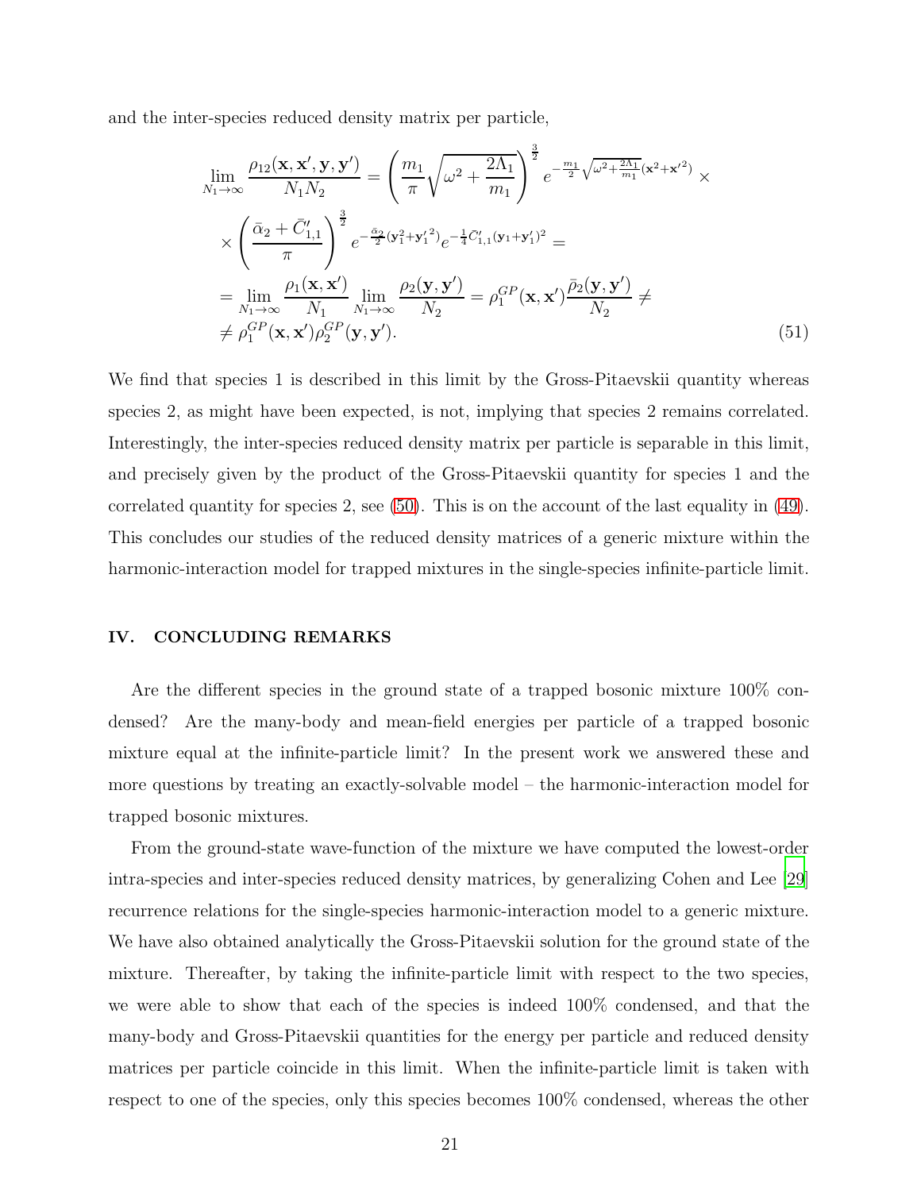and the inter-species reduced density matrix per particle,

$$
\begin{aligned}
\lim_{N_1\to\infty} \frac{\rho_{12}(\mathbf{x},\mathbf{x}',\mathbf{y},\mathbf{y}')}{N_1 N_2} &= \left(\frac{m_1}{\pi}\sqrt{\omega^2+\frac{2\Lambda_1}{m_1}}\right)^{\frac{3}{2}} e^{-\frac{m_1}{2}\sqrt{\omega^2+\frac{2\Lambda_1}{m_1}}(\mathbf{x}^2+\mathbf{x}'^2)} \times \\
&\times \left(\frac{\bar{\alpha}_2+\bar{C}'_{1,1}}{\pi}\right)^{\frac{3}{2}} e^{-\frac{\bar{\alpha}_2}{2}(\mathbf{y}_1^2+\mathbf{y}_1'^2)} e^{-\frac{1}{4}\bar{C}'_{1,1}(\mathbf{y}_1+\mathbf{y}'_1)^2} = \\
&= \lim_{N_1\to\infty}\frac{\rho_1(\mathbf{x},\mathbf{x}')}{N_1}\lim_{N_1\to\infty}\frac{\rho_2(\mathbf{y},\mathbf{y}')}{N_2} = \rho_1^{GP}(\mathbf{x},\mathbf{x}')\frac{\bar{\rho}_2(\mathbf{y},\mathbf{y}')}{N_2} \ne \\
&\ne \rho_1^{GP}(\mathbf{x},\mathbf{x}')\rho_2^{GP}(\mathbf{y},\mathbf{y}').
\end{aligned} \tag{51}
$$

We find that species 1 is described in this limit by the Gross-Pitaevskii quantity whereas species 2, as might have been expected, is not, implying that species 2 remains correlated. Interestingly, the inter-species reduced density matrix per particle is separable in this limit, and precisely given by the product of the Gross-Pitaevskii quantity for species 1 and the correlated quantity for species 2, see (50). This is on the account of the last equality in (49). This concludes our studies of the reduced density matrices of a generic mixture within the harmonic-interaction model for trapped mixtures in the single-species infinite-particle limit.

## IV. CONCLUDING REMARKS

Are the different species in the ground state of a trapped bosonic mixture 100% condensed? Are the many-body and mean-field energies per particle of a trapped bosonic mixture equal at the infinite-particle limit? In the present work we answered these and more questions by treating an exactly-solvable model – the harmonic-interaction model for trapped bosonic mixtures.

From the ground-state wave-function of the mixture we have computed the lowest-order intra-species and inter-species reduced density matrices, by generalizing Cohen and Lee [29] recurrence relations for the single-species harmonic-interaction model to a generic mixture. We have also obtained analytically the Gross-Pitaevskii solution for the ground state of the mixture. Thereafter, by taking the infinite-particle limit with respect to the two species, we were able to show that each of the species is indeed 100% condensed, and that the many-body and Gross-Pitaevskii quantities for the energy per particle and reduced density matrices per particle coincide in this limit. When the infinite-particle limit is taken with respect to one of the species, only this species becomes 100% condensed, whereas the other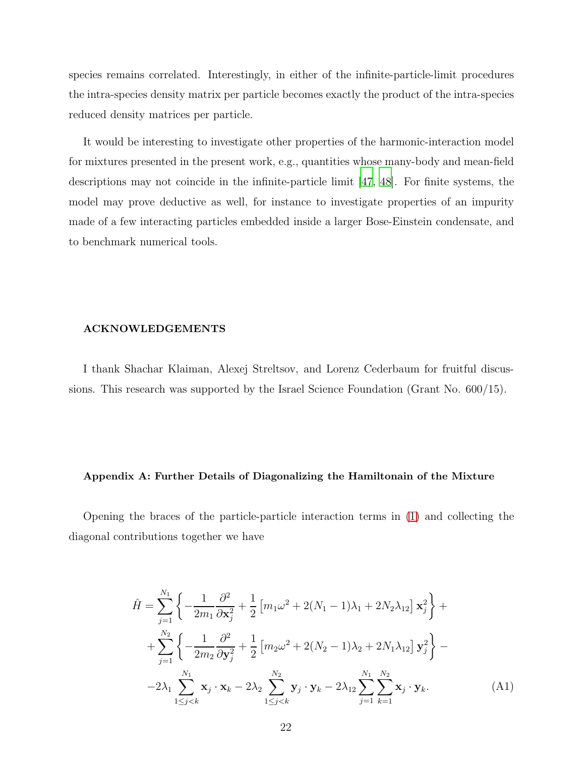species remains correlated. Interestingly, in either of the infinite-particle-limit procedures the intra-species density matrix per particle becomes exactly the product of the intra-species reduced density matrices per particle.

It would be interesting to investigate other properties of the harmonic-interaction model for mixtures presented in the present work, e.g., quantities whose many-body and mean-field descriptions may not coincide in the infinite-particle limit [47, 48]. For finite systems, the model may prove deductive as well, for instance to investigate properties of an impurity made of a few interacting particles embedded inside a larger Bose-Einstein condensate, and to benchmark numerical tools.

## ACKNOWLEDGEMENTS

I thank Shachar Klaiman, Alexej Streltsov, and Lorenz Cederbaum for fruitful discussions. This research was supported by the Israel Science Foundation (Grant No. 600/15).

### Appendix A: Further Details of Diagonalizing the Hamiltonain of the Mixture

Opening the braces of the particle-particle interaction terms in (1) and collecting the diagonal contributions together we have

$$
\begin{aligned}
\hat{H} = & \sum_{j=1}^{N_1} \left\{ -\frac{1}{2m_1} \frac{\partial^2}{\partial \mathbf{x}_j^2} + \frac{1}{2} \left[ m_1 \omega^2 + 2(N_1 - 1)\lambda_1 + 2N_2 \lambda_{12} \right] \mathbf{x}_j^2 \right\} + \\
& + \sum_{j=1}^{N_2} \left\{ -\frac{1}{2m_2} \frac{\partial^2}{\partial \mathbf{y}_j^2} + \frac{1}{2} \left[ m_2 \omega^2 + 2(N_2 - 1)\lambda_2 + 2N_1 \lambda_{12} \right] \mathbf{y}_j^2 \right\} - \\
& - 2\lambda_1 \sum_{1 \le j < k}^{N_1} \mathbf{x}_j \cdot \mathbf{x}_k - 2\lambda_2 \sum_{1 \le j < k}^{N_2} \mathbf{y}_j \cdot \mathbf{y}_k - 2\lambda_{12} \sum_{j=1}^{N_1} \sum_{k=1}^{N_2} \mathbf{x}_j \cdot \mathbf{y}_k.
\end{aligned} \tag{A1}
$$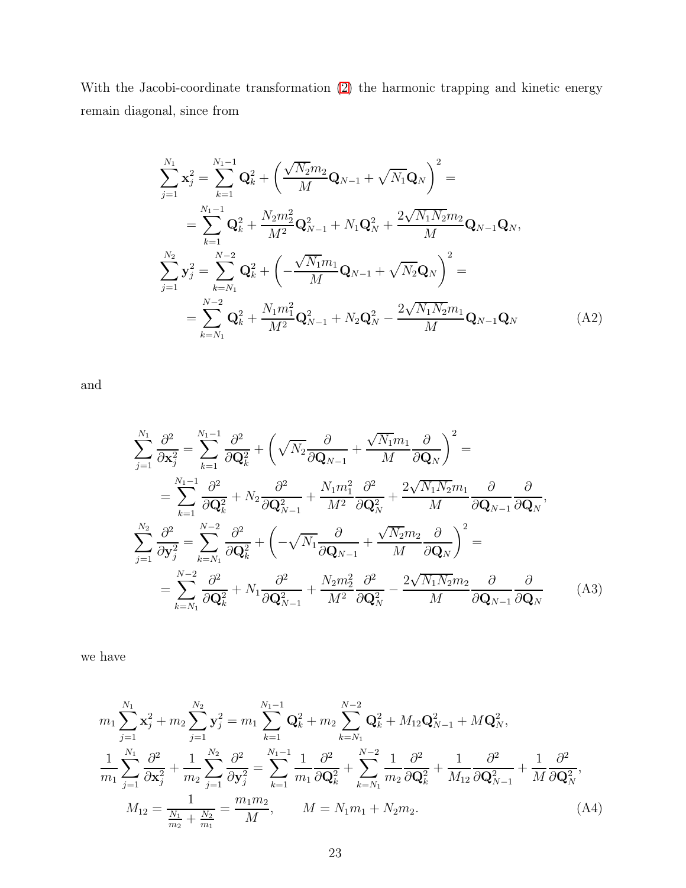With the Jacobi-coordinate transformation (2) the harmonic trapping and kinetic energy remain diagonal, since from

$$
\begin{aligned}
\sum_{j=1}^{N_1} \mathbf{x}_j^2 &= \sum_{k=1}^{N_1-1} \mathbf{Q}_k^2 + \left( \frac{\sqrt{N_2} m_2}{M} \mathbf{Q}_{N-1} + \sqrt{N_1} \mathbf{Q}_N \right)^2 = \\
&= \sum_{k=1}^{N_1-1} \mathbf{Q}_k^2 + \frac{N_2 m_2^2}{M^2} \mathbf{Q}_{N-1}^2 + N_1 \mathbf{Q}_N^2 + \frac{2\sqrt{N_1 N_2} m_2}{M} \mathbf{Q}_{N-1} \mathbf{Q}_N, \\
\sum_{j=1}^{N_2} \mathbf{y}_j^2 &= \sum_{k=N_1}^{N-2} \mathbf{Q}_k^2 + \left( -\frac{\sqrt{N_1} m_1}{M} \mathbf{Q}_{N-1} + \sqrt{N_2} \mathbf{Q}_N \right)^2 = \\
&= \sum_{k=N_1}^{N-2} \mathbf{Q}_k^2 + \frac{N_1 m_1^2}{M^2} \mathbf{Q}_{N-1}^2 + N_2 \mathbf{Q}_N^2 - \frac{2\sqrt{N_1 N_2} m_1}{M} \mathbf{Q}_{N-1} \mathbf{Q}_N
\end{aligned} \tag{A2}
$$

and

$$
\begin{aligned}
\sum_{j=1}^{N_1} \frac{\partial^2}{\partial \mathbf{x}_j^2} &= \sum_{k=1}^{N_1-1} \frac{\partial^2}{\partial \mathbf{Q}_k^2} + \left( \sqrt{N_2} \frac{\partial}{\partial \mathbf{Q}_{N-1}} + \frac{\sqrt{N_1} m_1}{M} \frac{\partial}{\partial \mathbf{Q}_N} \right)^2 = \\
&= \sum_{k=1}^{N_1-1} \frac{\partial^2}{\partial \mathbf{Q}_k^2} + N_2 \frac{\partial^2}{\partial \mathbf{Q}_{N-1}^2} + \frac{N_1 m_1^2}{M^2} \frac{\partial^2}{\partial \mathbf{Q}_N^2} + \frac{2\sqrt{N_1 N_2} m_1}{M} \frac{\partial}{\partial \mathbf{Q}_{N-1}} \frac{\partial}{\partial \mathbf{Q}_N}, \\
\sum_{j=1}^{N_2} \frac{\partial^2}{\partial \mathbf{y}_j^2} &= \sum_{k=N_1}^{N-2} \frac{\partial^2}{\partial \mathbf{Q}_k^2} + \left( -\sqrt{N_1} \frac{\partial}{\partial \mathbf{Q}_{N-1}} + \frac{\sqrt{N_2} m_2}{M} \frac{\partial}{\partial \mathbf{Q}_N} \right)^2 = \\
&= \sum_{k=N_1}^{N-2} \frac{\partial^2}{\partial \mathbf{Q}_k^2} + N_1 \frac{\partial^2}{\partial \mathbf{Q}_{N-1}^2} + \frac{N_2 m_2^2}{M^2} \frac{\partial^2}{\partial \mathbf{Q}_N^2} - \frac{2\sqrt{N_1 N_2} m_2}{M} \frac{\partial}{\partial \mathbf{Q}_{N-1}} \frac{\partial}{\partial \mathbf{Q}_N}
\end{aligned} \tag{A3}
$$

we have

$$
\begin{aligned}
m_1 \sum_{j=1}^{N_1} \mathbf{x}_j^2 + m_2 \sum_{j=1}^{N_2} \mathbf{y}_j^2 &= m_1 \sum_{k=1}^{N_1-1} \mathbf{Q}_k^2 + m_2 \sum_{k=N_1}^{N-2} \mathbf{Q}_k^2 + M_{12} \mathbf{Q}_{N-1}^2 + M \mathbf{Q}_N^2, \\
\frac{1}{m_1} \sum_{j=1}^{N_1} \frac{\partial^2}{\partial \mathbf{x}_j^2} + \frac{1}{m_2} \sum_{j=1}^{N_2} \frac{\partial^2}{\partial \mathbf{y}_j^2} &= \sum_{k=1}^{N_1-1} \frac{1}{m_1} \frac{\partial^2}{\partial \mathbf{Q}_k^2} + \sum_{k=N_1}^{N-2} \frac{1}{m_2} \frac{\partial^2}{\partial \mathbf{Q}_k^2} + \frac{1}{M_{12}} \frac{\partial^2}{\partial \mathbf{Q}_{N-1}^2} + \frac{1}{M} \frac{\partial^2}{\partial \mathbf{Q}_N^2}, \\
M_{12} = \frac{1}{\frac{N_1}{m_2} + \frac{N_2}{m_1}} &= \frac{m_1 m_2}{M}, \qquad M = N_1 m_1 + N_2 m_2.
\end{aligned} \tag{A4}
$$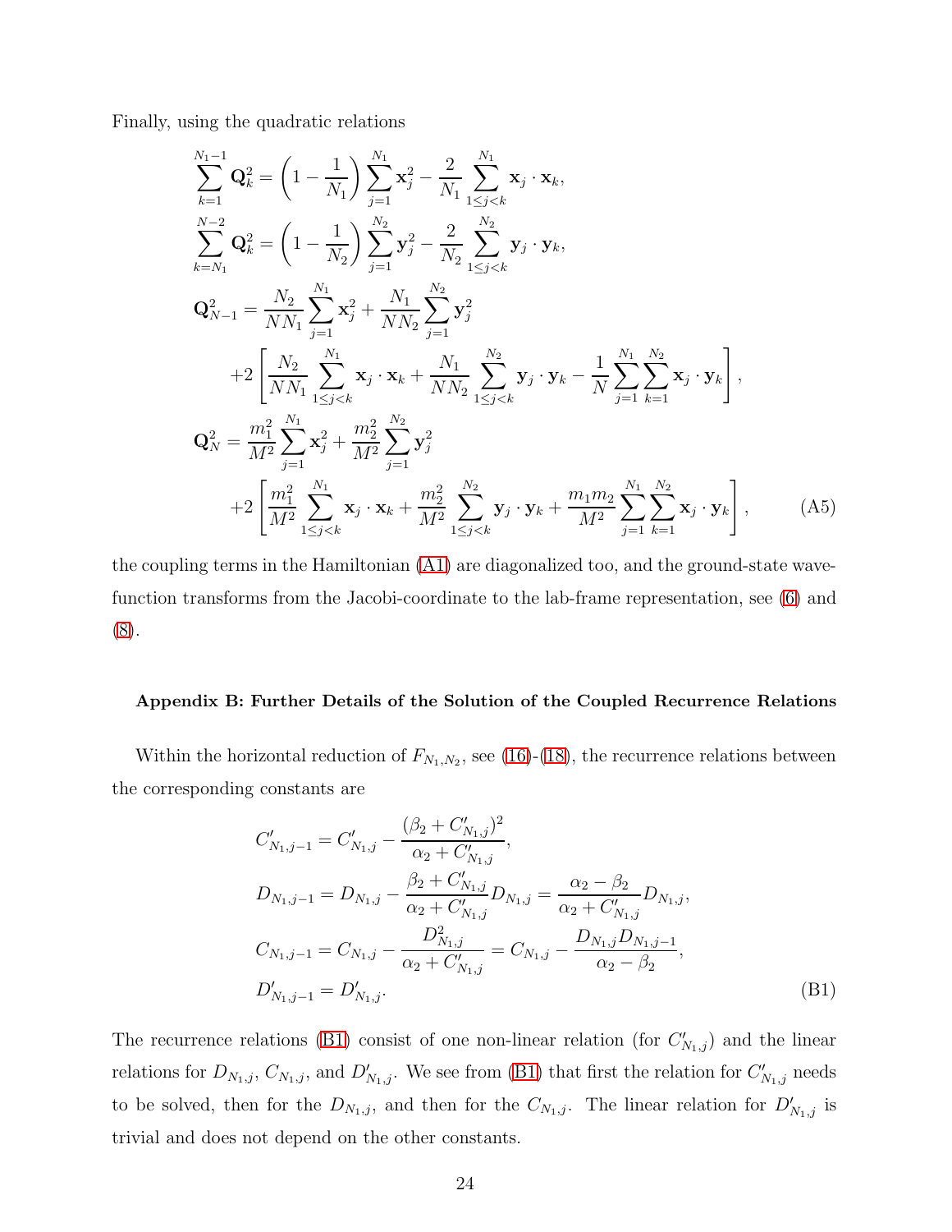Finally, using the quadratic relations

$$
\begin{aligned}
\sum_{k=1}^{N_1-1} \mathbf{Q}_k^2 &= \left(1 - \frac{1}{N_1}\right) \sum_{j=1}^{N_1} \mathbf{x}_j^2 - \frac{2}{N_1} \sum_{1 \le j < k}^{N_1} \mathbf{x}_j \cdot \mathbf{x}_k, \\
\sum_{k=N_1}^{N-2} \mathbf{Q}_k^2 &= \left(1 - \frac{1}{N_2}\right) \sum_{j=1}^{N_2} \mathbf{y}_j^2 - \frac{2}{N_2} \sum_{1 \le j < k}^{N_2} \mathbf{y}_j \cdot \mathbf{y}_k, \\
\mathbf{Q}_{N-1}^2 &= \frac{N_2}{NN_1} \sum_{j=1}^{N_1} \mathbf{x}_j^2 + \frac{N_1}{NN_2} \sum_{j=1}^{N_2} \mathbf{y}_j^2 \\
&\quad + 2\left[\frac{N_2}{NN_1} \sum_{1 \le j < k}^{N_1} \mathbf{x}_j \cdot \mathbf{x}_k + \frac{N_1}{NN_2} \sum_{1 \le j < k}^{N_2} \mathbf{y}_j \cdot \mathbf{y}_k - \frac{1}{N} \sum_{j=1}^{N_1} \sum_{k=1}^{N_2} \mathbf{x}_j \cdot \mathbf{y}_k\right], \\
\mathbf{Q}_N^2 &= \frac{m_1^2}{M^2} \sum_{j=1}^{N_1} \mathbf{x}_j^2 + \frac{m_2^2}{M^2} \sum_{j=1}^{N_2} \mathbf{y}_j^2 \\
&\quad + 2\left[\frac{m_1^2}{M^2} \sum_{1 \le j < k}^{N_1} \mathbf{x}_j \cdot \mathbf{x}_k + \frac{m_2^2}{M^2} \sum_{1 \le j < k}^{N_2} \mathbf{y}_j \cdot \mathbf{y}_k + \frac{m_1 m_2}{M^2} \sum_{j=1}^{N_1} \sum_{k=1}^{N_2} \mathbf{x}_j \cdot \mathbf{y}_k\right], \qquad \text{(A5)}
\end{aligned}
$$

the coupling terms in the Hamiltonian (A1) are diagonalized too, and the ground-state wave-function transforms from the Jacobi-coordinate to the lab-frame representation, see (6) and (8).

### Appendix B: Further Details of the Solution of the Coupled Recurrence Relations

Within the horizontal reduction of $F_{N_1,N_2}$, see (16)-(18), the recurrence relations between the corresponding constants are

$$
\begin{aligned}
C'_{N_1,j-1} &= C'_{N_1,j} - \frac{(\beta_2 + C'_{N_1,j})^2}{\alpha_2 + C'_{N_1,j}}, \\
D_{N_1,j-1} &= D_{N_1,j} - \frac{\beta_2 + C'_{N_1,j}}{\alpha_2 + C'_{N_1,j}} D_{N_1,j} = \frac{\alpha_2 - \beta_2}{\alpha_2 + C'_{N_1,j}} D_{N_1,j}, \\
C_{N_1,j-1} &= C_{N_1,j} - \frac{D_{N_1,j}^2}{\alpha_2 + C'_{N_1,j}} = C_{N_1,j} - \frac{D_{N_1,j} D_{N_1,j-1}}{\alpha_2 - \beta_2}, \\
D'_{N_1,j-1} &= D'_{N_1,j}. \qquad \text{(B1)}
\end{aligned}
$$

The recurrence relations (B1) consist of one non-linear relation (for $C'_{N_1,j}$) and the linear relations for $D_{N_1,j}$, $C_{N_1,j}$, and $D'_{N_1,j}$. We see from (B1) that first the relation for $C'_{N_1,j}$ needs to be solved, then for the $D_{N_1,j}$, and then for the $C_{N_1,j}$. The linear relation for $D'_{N_1,j}$ is trivial and does not depend on the other constants.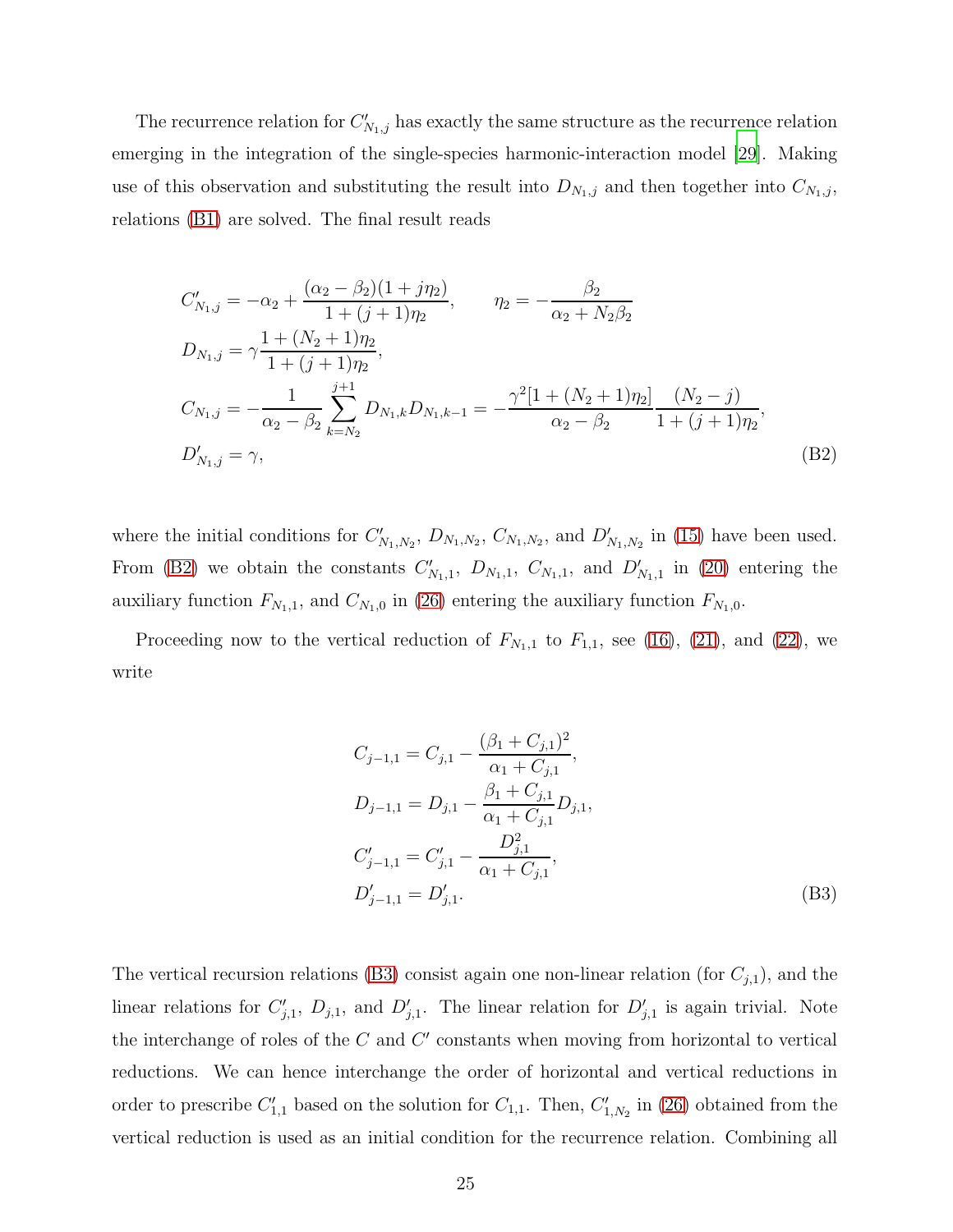The recurrence relation for $C'_{N_1,j}$ has exactly the same structure as the recurrence relation emerging in the integration of the single-species harmonic-interaction model [29]. Making use of this observation and substituting the result into $D_{N_1,j}$ and then together into $C_{N_1,j}$, relations (B1) are solved. The final result reads

$$
\begin{aligned}
C'_{N_1,j} &= -\alpha_2 + \frac{(\alpha_2 - \beta_2)(1 + j\eta_2)}{1 + (j+1)\eta_2}, \qquad \eta_2 = -\frac{\beta_2}{\alpha_2 + N_2\beta_2} \\
D_{N_1,j} &= \gamma \frac{1 + (N_2+1)\eta_2}{1 + (j+1)\eta_2}, \\
C_{N_1,j} &= -\frac{1}{\alpha_2 - \beta_2} \sum_{k=N_2}^{j+1} D_{N_1,k} D_{N_1,k-1} = -\frac{\gamma^2 [1 + (N_2+1)\eta_2]}{\alpha_2 - \beta_2} \frac{(N_2 - j)}{1 + (j+1)\eta_2}, \\
D'_{N_1,j} &= \gamma,
\end{aligned}
\tag{B2}
$$

where the initial conditions for $C'_{N_1,N_2}$, $D_{N_1,N_2}$, $C_{N_1,N_2}$, and $D'_{N_1,N_2}$ in (15) have been used. From (B2) we obtain the constants $C'_{N_1,1}$, $D_{N_1,1}$, $C_{N_1,1}$, and $D'_{N_1,1}$ in (20) entering the auxiliary function $F_{N_1,1}$, and $C_{N_1,0}$ in (26) entering the auxiliary function $F_{N_1,0}$.

Proceeding now to the vertical reduction of $F_{N_1,1}$ to $F_{1,1}$, see (16), (21), and (22), we write

$$
\begin{aligned}
C_{j-1,1} &= C_{j,1} - \frac{(\beta_1 + C_{j,1})^2}{\alpha_1 + C_{j,1}}, \\
D_{j-1,1} &= D_{j,1} - \frac{\beta_1 + C_{j,1}}{\alpha_1 + C_{j,1}} D_{j,1}, \\
C'_{j-1,1} &= C'_{j,1} - \frac{D_{j,1}^2}{\alpha_1 + C_{j,1}}, \\
D'_{j-1,1} &= D'_{j,1}.
\end{aligned}
\tag{B3}
$$

The vertical recursion relations (B3) consist again one non-linear relation (for $C_{j,1}$), and the linear relations for $C'_{j,1}$, $D_{j,1}$, and $D'_{j,1}$. The linear relation for $D'_{j,1}$ is again trivial. Note the interchange of roles of the $C$ and $C'$ constants when moving from horizontal to vertical reductions. We can hence interchange the order of horizontal and vertical reductions in order to prescribe $C'_{1,1}$ based on the solution for $C_{1,1}$. Then, $C'_{1,N_2}$ in (26) obtained from the vertical reduction is used as an initial condition for the recurrence relation. Combining all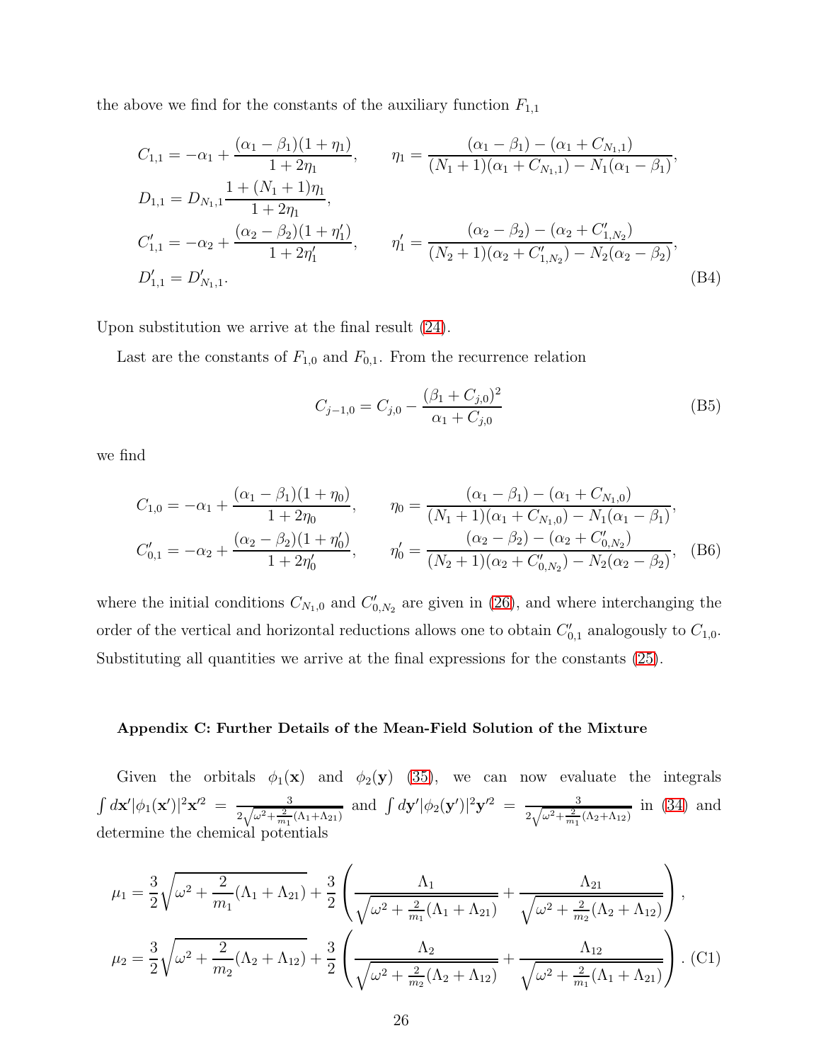the above we find for the constants of the auxiliary function $F_{1,1}$

$$
\begin{aligned}
&C_{1,1} = -\alpha_1 + \frac{(\alpha_1 - \beta_1)(1+\eta_1)}{1+2\eta_1}, \qquad \eta_1 = \frac{(\alpha_1 - \beta_1) - (\alpha_1 + C_{N_1,1})}{(N_1+1)(\alpha_1 + C_{N_1,1}) - N_1(\alpha_1 - \beta_1)}, \\
&D_{1,1} = D_{N_1,1} \frac{1 + (N_1+1)\eta_1}{1+2\eta_1}, \\
&C'_{1,1} = -\alpha_2 + \frac{(\alpha_2 - \beta_2)(1+\eta'_1)}{1+2\eta'_1}, \qquad \eta'_1 = \frac{(\alpha_2 - \beta_2) - (\alpha_2 + C'_{1,N_2})}{(N_2+1)(\alpha_2 + C'_{1,N_2}) - N_2(\alpha_2 - \beta_2)}, \\
&D'_{1,1} = D'_{N_1,1}.
\end{aligned} \tag{B4}
$$

Upon substitution we arrive at the final result (24).

Last are the constants of $F_{1,0}$ and $F_{0,1}$. From the recurrence relation

$$
C_{j-1,0} = C_{j,0} - \frac{(\beta_1 + C_{j,0})^2}{\alpha_1 + C_{j,0}} \tag{B5}
$$

we find

$$
\begin{aligned}
&C_{1,0} = -\alpha_1 + \frac{(\alpha_1 - \beta_1)(1+\eta_0)}{1+2\eta_0}, \qquad \eta_0 = \frac{(\alpha_1 - \beta_1) - (\alpha_1 + C_{N_1,0})}{(N_1+1)(\alpha_1 + C_{N_1,0}) - N_1(\alpha_1 - \beta_1)}, \\
&C'_{0,1} = -\alpha_2 + \frac{(\alpha_2 - \beta_2)(1+\eta'_0)}{1+2\eta'_0}, \qquad \eta'_0 = \frac{(\alpha_2 - \beta_2) - (\alpha_2 + C'_{0,N_2})}{(N_2+1)(\alpha_2 + C'_{0,N_2}) - N_2(\alpha_2 - \beta_2)},
\end{aligned} \tag{B6}
$$

where the initial conditions $C_{N_1,0}$ and $C'_{0,N_2}$ are given in (26), and where interchanging the order of the vertical and horizontal reductions allows one to obtain $C'_{0,1}$ analogously to $C_{1,0}$. Substituting all quantities we arrive at the final expressions for the constants (25).

#### Appendix C: Further Details of the Mean-Field Solution of the Mixture

Given the orbitals $\phi_1(\mathbf{x})$ and $\phi_2(\mathbf{y})$ (35), we can now evaluate the integrals $\int d\mathbf{x}' |\phi_1(\mathbf{x}')|^2 \mathbf{x}'^2 = \frac{3}{2\sqrt{\omega^2 + \frac{2}{m_1}(\Lambda_1 + \Lambda_{21})}}$ and $\int d\mathbf{y}' |\phi_2(\mathbf{y}')|^2 \mathbf{y}'^2 = \frac{3}{2\sqrt{\omega^2 + \frac{2}{m_1}(\Lambda_2 + \Lambda_{12})}}$ in (34) and determine the chemical potentials

$$
\begin{aligned}
\mu_1 &= \frac{3}{2}\sqrt{\omega^2 + \frac{2}{m_1}(\Lambda_1 + \Lambda_{21})} + \frac{3}{2}\left(\frac{\Lambda_1}{\sqrt{\omega^2 + \frac{2}{m_1}(\Lambda_1 + \Lambda_{21})}} + \frac{\Lambda_{21}}{\sqrt{\omega^2 + \frac{2}{m_2}(\Lambda_2 + \Lambda_{12})}}\right), \\
\mu_2 &= \frac{3}{2}\sqrt{\omega^2 + \frac{2}{m_2}(\Lambda_2 + \Lambda_{12})} + \frac{3}{2}\left(\frac{\Lambda_2}{\sqrt{\omega^2 + \frac{2}{m_2}(\Lambda_2 + \Lambda_{12})}} + \frac{\Lambda_{12}}{\sqrt{\omega^2 + \frac{2}{m_1}(\Lambda_1 + \Lambda_{21})}}\right).
\end{aligned} \tag{C1}
$$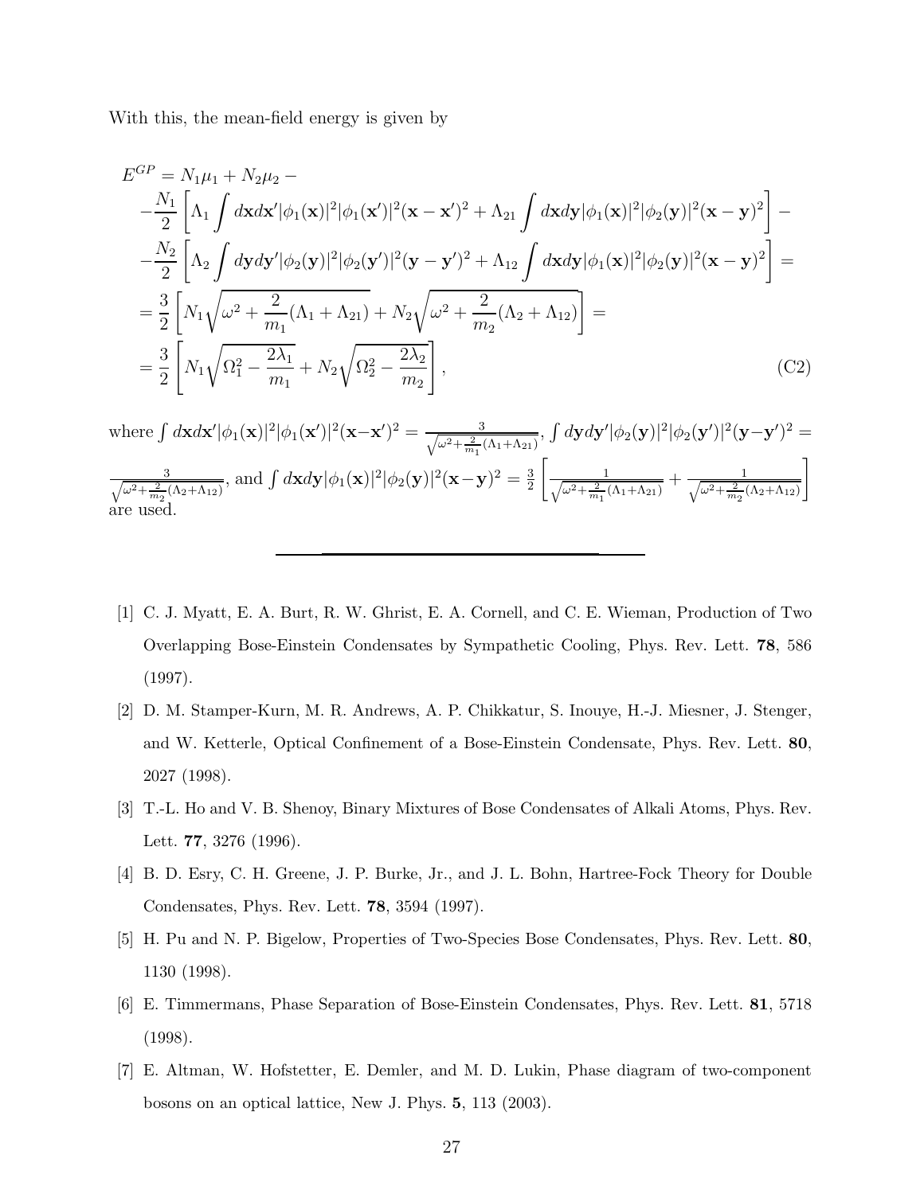With this, the mean-field energy is given by

$$
\begin{aligned}
E^{GP} &= N_1\mu_1 + N_2\mu_2 - \\
&-\frac{N_1}{2}\left[\Lambda_1 \int d\mathbf{x}d\mathbf{x}'|\phi_1(\mathbf{x})|^2|\phi_1(\mathbf{x}')|^2(\mathbf{x}-\mathbf{x}')^2 + \Lambda_{21}\int d\mathbf{x}d\mathbf{y}|\phi_1(\mathbf{x})|^2|\phi_2(\mathbf{y})|^2(\mathbf{x}-\mathbf{y})^2\right] - \\
&-\frac{N_2}{2}\left[\Lambda_2 \int d\mathbf{y}d\mathbf{y}'|\phi_2(\mathbf{y})|^2|\phi_2(\mathbf{y}')|^2(\mathbf{y}-\mathbf{y}')^2 + \Lambda_{12}\int d\mathbf{x}d\mathbf{y}|\phi_1(\mathbf{x})|^2|\phi_2(\mathbf{y})|^2(\mathbf{x}-\mathbf{y})^2\right] = \\
&= \frac{3}{2}\left[N_1\sqrt{\omega^2 + \frac{2}{m_1}(\Lambda_1+\Lambda_{21})} + N_2\sqrt{\omega^2 + \frac{2}{m_2}(\Lambda_2+\Lambda_{12})}\right] = \\
&= \frac{3}{2}\left[N_1\sqrt{\Omega_1^2 - \frac{2\lambda_1}{m_1}} + N_2\sqrt{\Omega_2^2 - \frac{2\lambda_2}{m_2}}\right],
\end{aligned}
\tag{C2}
$$

where $\int d\mathbf{x}d\mathbf{x}'|\phi_1(\mathbf{x})|^2|\phi_1(\mathbf{x}')|^2(\mathbf{x}-\mathbf{x}')^2 = \frac{3}{\sqrt{\omega^2+\frac{2}{m_1}(\Lambda_1+\Lambda_{21})}}$, $\int d\mathbf{y}d\mathbf{y}'|\phi_2(\mathbf{y})|^2|\phi_2(\mathbf{y}')|^2(\mathbf{y}-\mathbf{y}')^2 = \frac{3}{\sqrt{\omega^2+\frac{2}{m_2}(\Lambda_2+\Lambda_{12})}}$, and $\int d\mathbf{x}d\mathbf{y}|\phi_1(\mathbf{x})|^2|\phi_2(\mathbf{y})|^2(\mathbf{x}-\mathbf{y})^2 = \frac{3}{2}\left[\frac{1}{\sqrt{\omega^2+\frac{2}{m_1}(\Lambda_1+\Lambda_{21})}} + \frac{1}{\sqrt{\omega^2+\frac{2}{m_2}(\Lambda_2+\Lambda_{12})}}\right]$ are used.

---

[1] C. J. Myatt, E. A. Burt, R. W. Ghrist, E. A. Cornell, and C. E. Wieman, Production of Two Overlapping Bose-Einstein Condensates by Sympathetic Cooling, Phys. Rev. Lett. **78**, 586 (1997).

[2] D. M. Stamper-Kurn, M. R. Andrews, A. P. Chikkatur, S. Inouye, H.-J. Miesner, J. Stenger, and W. Ketterle, Optical Confinement of a Bose-Einstein Condensate, Phys. Rev. Lett. **80**, 2027 (1998).

[3] T.-L. Ho and V. B. Shenoy, Binary Mixtures of Bose Condensates of Alkali Atoms, Phys. Rev. Lett. **77**, 3276 (1996).

[4] B. D. Esry, C. H. Greene, J. P. Burke, Jr., and J. L. Bohn, Hartree-Fock Theory for Double Condensates, Phys. Rev. Lett. **78**, 3594 (1997).

[5] H. Pu and N. P. Bigelow, Properties of Two-Species Bose Condensates, Phys. Rev. Lett. **80**, 1130 (1998).

[6] E. Timmermans, Phase Separation of Bose-Einstein Condensates, Phys. Rev. Lett. **81**, 5718 (1998).

[7] E. Altman, W. Hofstetter, E. Demler, and M. D. Lukin, Phase diagram of two-component bosons on an optical lattice, New J. Phys. **5**, 113 (2003).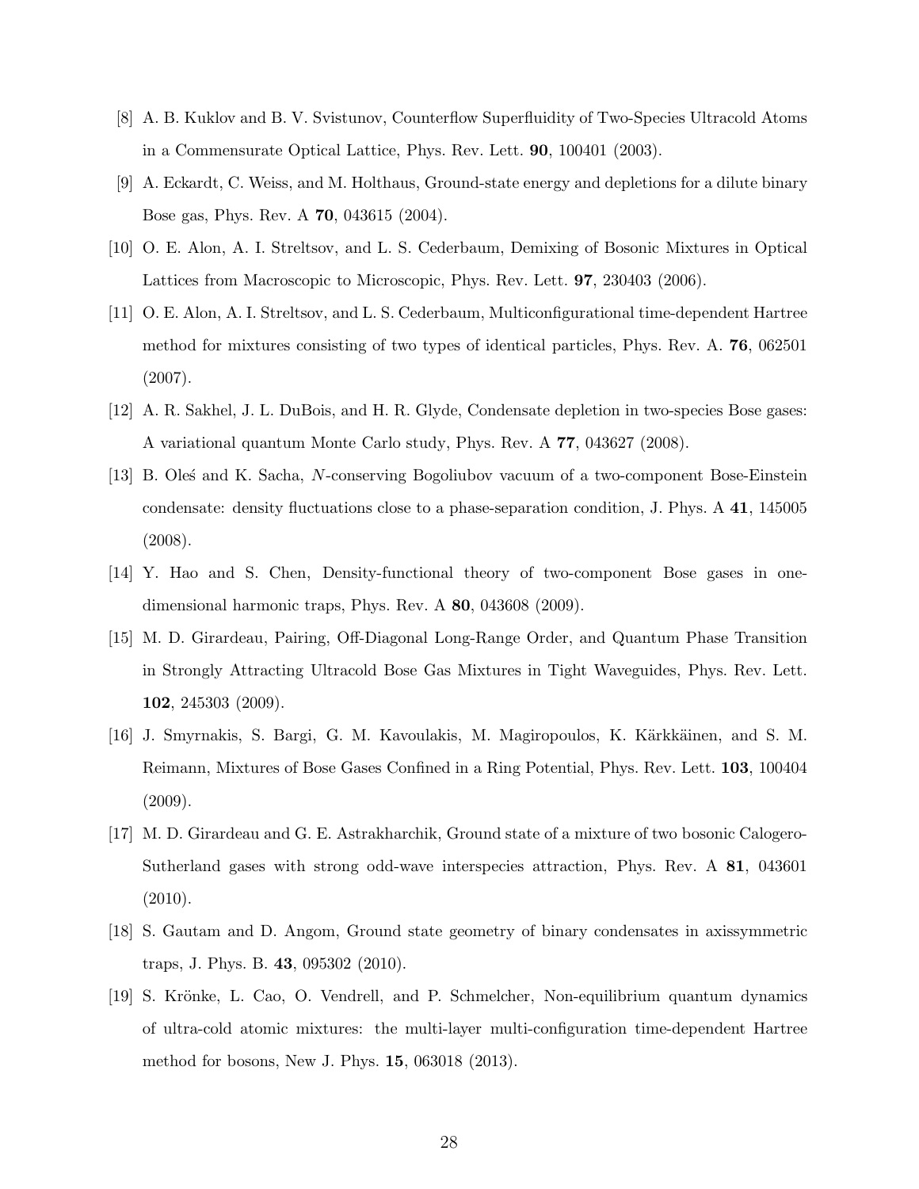[8] A. B. Kuklov and B. V. Svistunov, Counterflow Superfluidity of Two-Species Ultracold Atoms in a Commensurate Optical Lattice, Phys. Rev. Lett. **90**, 100401 (2003).

[9] A. Eckardt, C. Weiss, and M. Holthaus, Ground-state energy and depletions for a dilute binary Bose gas, Phys. Rev. A **70**, 043615 (2004).

[10] O. E. Alon, A. I. Streltsov, and L. S. Cederbaum, Demixing of Bosonic Mixtures in Optical Lattices from Macroscopic to Microscopic, Phys. Rev. Lett. **97**, 230403 (2006).

[11] O. E. Alon, A. I. Streltsov, and L. S. Cederbaum, Multiconfigurational time-dependent Hartree method for mixtures consisting of two types of identical particles, Phys. Rev. A. **76**, 062501 (2007).

[12] A. R. Sakhel, J. L. DuBois, and H. R. Glyde, Condensate depletion in two-species Bose gases: A variational quantum Monte Carlo study, Phys. Rev. A **77**, 043627 (2008).

[13] B. Oleś and K. Sacha, $N$-conserving Bogoliubov vacuum of a two-component Bose-Einstein condensate: density fluctuations close to a phase-separation condition, J. Phys. A **41**, 145005 (2008).

[14] Y. Hao and S. Chen, Density-functional theory of two-component Bose gases in one-dimensional harmonic traps, Phys. Rev. A **80**, 043608 (2009).

[15] M. D. Girardeau, Pairing, Off-Diagonal Long-Range Order, and Quantum Phase Transition in Strongly Attracting Ultracold Bose Gas Mixtures in Tight Waveguides, Phys. Rev. Lett. **102**, 245303 (2009).

[16] J. Smyrnakis, S. Bargi, G. M. Kavoulakis, M. Magiropoulos, K. Kärkkäinen, and S. M. Reimann, Mixtures of Bose Gases Confined in a Ring Potential, Phys. Rev. Lett. **103**, 100404 (2009).

[17] M. D. Girardeau and G. E. Astrakharchik, Ground state of a mixture of two bosonic Calogero-Sutherland gases with strong odd-wave interspecies attraction, Phys. Rev. A **81**, 043601 (2010).

[18] S. Gautam and D. Angom, Ground state geometry of binary condensates in axissymmetric traps, J. Phys. B. **43**, 095302 (2010).

[19] S. Krönke, L. Cao, O. Vendrell, and P. Schmelcher, Non-equilibrium quantum dynamics of ultra-cold atomic mixtures: the multi-layer multi-configuration time-dependent Hartree method for bosons, New J. Phys. **15**, 063018 (2013).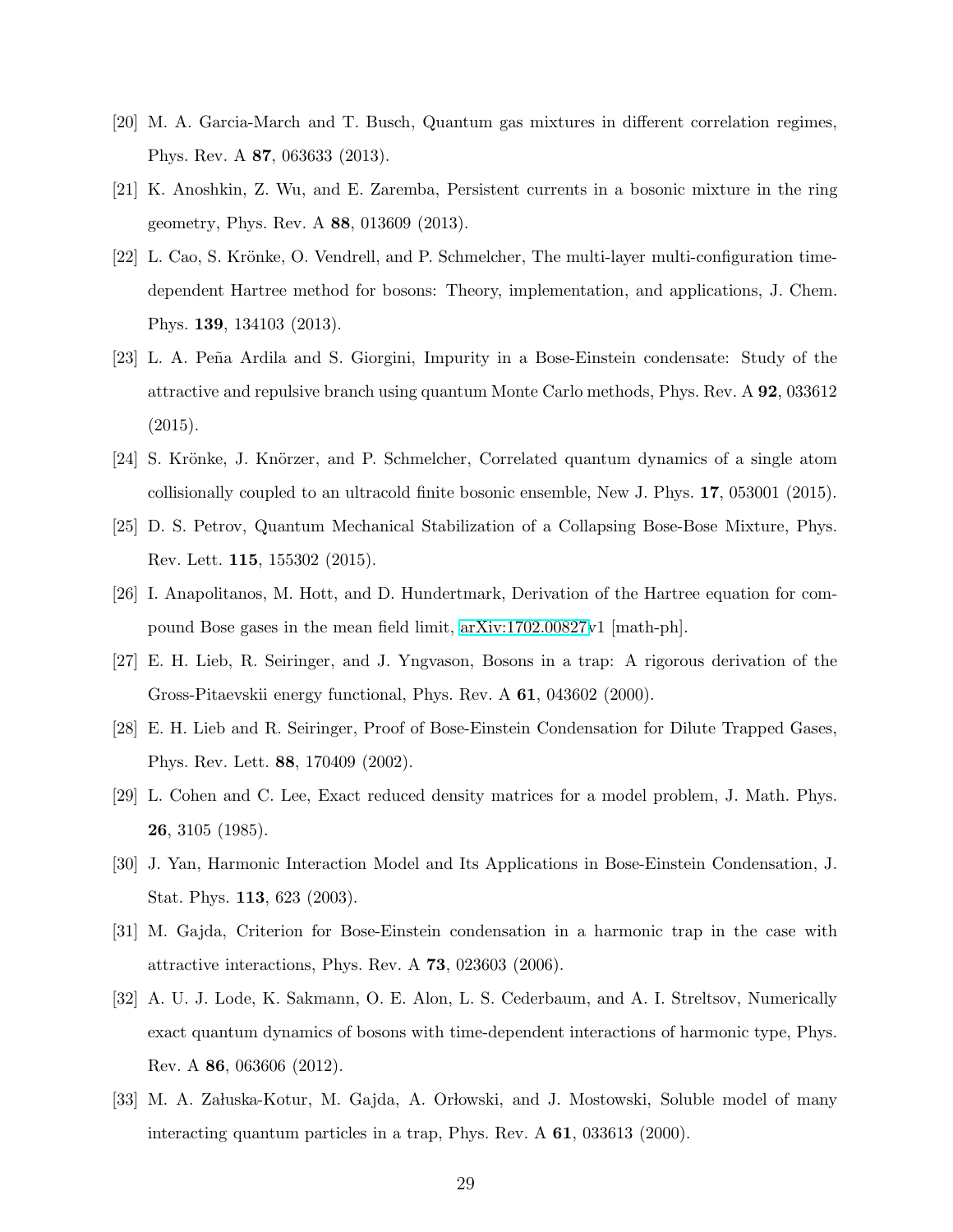[20] M. A. Garcia-March and T. Busch, Quantum gas mixtures in different correlation regimes, Phys. Rev. A **87**, 063633 (2013).

[21] K. Anoshkin, Z. Wu, and E. Zaremba, Persistent currents in a bosonic mixture in the ring geometry, Phys. Rev. A **88**, 013609 (2013).

[22] L. Cao, S. Krönke, O. Vendrell, and P. Schmelcher, The multi-layer multi-configuration time-dependent Hartree method for bosons: Theory, implementation, and applications, J. Chem. Phys. **139**, 134103 (2013).

[23] L. A. Peña Ardila and S. Giorgini, Impurity in a Bose-Einstein condensate: Study of the attractive and repulsive branch using quantum Monte Carlo methods, Phys. Rev. A **92**, 033612 (2015).

[24] S. Krönke, J. Knörzer, and P. Schmelcher, Correlated quantum dynamics of a single atom collisionally coupled to an ultracold finite bosonic ensemble, New J. Phys. **17**, 053001 (2015).

[25] D. S. Petrov, Quantum Mechanical Stabilization of a Collapsing Bose-Bose Mixture, Phys. Rev. Lett. **115**, 155302 (2015).

[26] I. Anapolitanos, M. Hott, and D. Hundertmark, Derivation of the Hartree equation for compound Bose gases in the mean field limit, arXiv:1702.00827v1 [math-ph].

[27] E. H. Lieb, R. Seiringer, and J. Yngvason, Bosons in a trap: A rigorous derivation of the Gross-Pitaevskii energy functional, Phys. Rev. A **61**, 043602 (2000).

[28] E. H. Lieb and R. Seiringer, Proof of Bose-Einstein Condensation for Dilute Trapped Gases, Phys. Rev. Lett. **88**, 170409 (2002).

[29] L. Cohen and C. Lee, Exact reduced density matrices for a model problem, J. Math. Phys. **26**, 3105 (1985).

[30] J. Yan, Harmonic Interaction Model and Its Applications in Bose-Einstein Condensation, J. Stat. Phys. **113**, 623 (2003).

[31] M. Gajda, Criterion for Bose-Einstein condensation in a harmonic trap in the case with attractive interactions, Phys. Rev. A **73**, 023603 (2006).

[32] A. U. J. Lode, K. Sakmann, O. E. Alon, L. S. Cederbaum, and A. I. Streltsov, Numerically exact quantum dynamics of bosons with time-dependent interactions of harmonic type, Phys. Rev. A **86**, 063606 (2012).

[33] M. A. Załuska-Kotur, M. Gajda, A. Orłowski, and J. Mostowski, Soluble model of many interacting quantum particles in a trap, Phys. Rev. A **61**, 033613 (2000).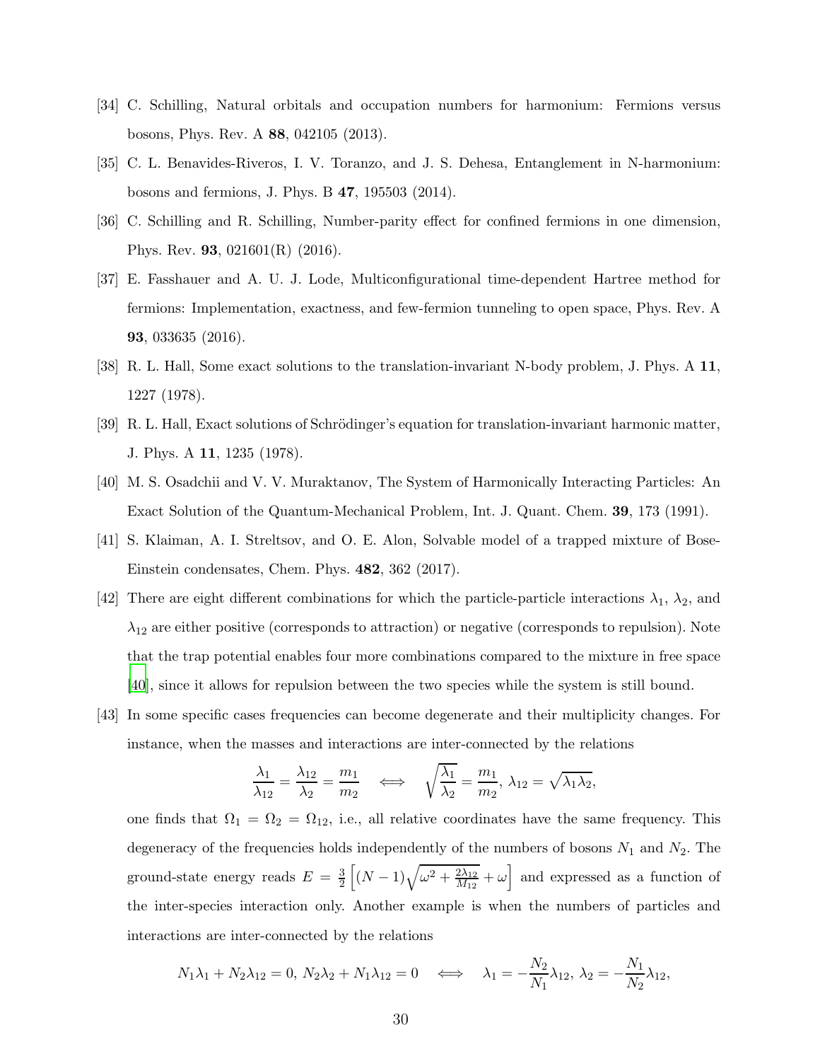[34] C. Schilling, Natural orbitals and occupation numbers for harmonium: Fermions versus bosons, Phys. Rev. A **88**, 042105 (2013).

[35] C. L. Benavides-Riveros, I. V. Toranzo, and J. S. Dehesa, Entanglement in N-harmonium: bosons and fermions, J. Phys. B **47**, 195503 (2014).

[36] C. Schilling and R. Schilling, Number-parity effect for confined fermions in one dimension, Phys. Rev. **93**, 021601(R) (2016).

[37] E. Fasshauer and A. U. J. Lode, Multiconfigurational time-dependent Hartree method for fermions: Implementation, exactness, and few-fermion tunneling to open space, Phys. Rev. A **93**, 033635 (2016).

[38] R. L. Hall, Some exact solutions to the translation-invariant N-body problem, J. Phys. A **11**, 1227 (1978).

[39] R. L. Hall, Exact solutions of Schrödinger's equation for translation-invariant harmonic matter, J. Phys. A **11**, 1235 (1978).

[40] M. S. Osadchii and V. V. Muraktanov, The System of Harmonically Interacting Particles: An Exact Solution of the Quantum-Mechanical Problem, Int. J. Quant. Chem. **39**, 173 (1991).

[41] S. Klaiman, A. I. Streltsov, and O. E. Alon, Solvable model of a trapped mixture of Bose-Einstein condensates, Chem. Phys. **482**, 362 (2017).

[42] There are eight different combinations for which the particle-particle interactions $\lambda_1$, $\lambda_2$, and $\lambda_{12}$ are either positive (corresponds to attraction) or negative (corresponds to repulsion). Note that the trap potential enables four more combinations compared to the mixture in free space [40], since it allows for repulsion between the two species while the system is still bound.

[43] In some specific cases frequencies can become degenerate and their multiplicity changes. For instance, when the masses and interactions are inter-connected by the relations

$$\frac{\lambda_1}{\lambda_{12}} = \frac{\lambda_{12}}{\lambda_2} = \frac{m_1}{m_2} \quad \Longleftrightarrow \quad \sqrt{\frac{\lambda_1}{\lambda_2}} = \frac{m_1}{m_2},\, \lambda_{12} = \sqrt{\lambda_1 \lambda_2},$$

one finds that $\Omega_1 = \Omega_2 = \Omega_{12}$, i.e., all relative coordinates have the same frequency. This degeneracy of the frequencies holds independently of the numbers of bosons $N_1$ and $N_2$. The ground-state energy reads $E = \frac{3}{2}\left[(N-1)\sqrt{\omega^2 + \frac{2\lambda_{12}}{M_{12}}} + \omega\right]$ and expressed as a function of the inter-species interaction only. Another example is when the numbers of particles and interactions are inter-connected by the relations

$$N_1\lambda_1 + N_2\lambda_{12} = 0,\, N_2\lambda_2 + N_1\lambda_{12} = 0 \quad \Longleftrightarrow \quad \lambda_1 = -\frac{N_2}{N_1}\lambda_{12},\, \lambda_2 = -\frac{N_1}{N_2}\lambda_{12},$$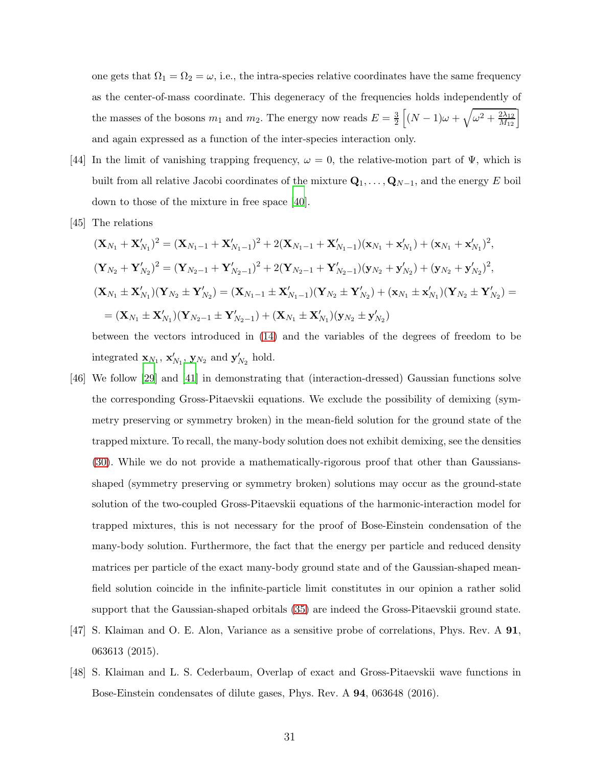one gets that $\Omega_1 = \Omega_2 = \omega$, i.e., the intra-species relative coordinates have the same frequency as the center-of-mass coordinate. This degeneracy of the frequencies holds independently of the masses of the bosons $m_1$ and $m_2$. The energy now reads $E = \frac{3}{2}\left[(N-1)\omega + \sqrt{\omega^2 + \frac{2\lambda_{12}}{M_{12}}}\right]$ and again expressed as a function of the inter-species interaction only.

[44] In the limit of vanishing trapping frequency, $\omega = 0$, the relative-motion part of $\Psi$, which is built from all relative Jacobi coordinates of the mixture $\mathbf{Q}_1, \ldots, \mathbf{Q}_{N-1}$, and the energy $E$ boil down to those of the mixture in free space [40].

[45] The relations

$$(\mathbf{X}_{N_1} + \mathbf{X}'_{N_1})^2 = (\mathbf{X}_{N_1-1} + \mathbf{X}'_{N_1-1})^2 + 2(\mathbf{X}_{N_1-1} + \mathbf{X}'_{N_1-1})(\mathbf{x}_{N_1} + \mathbf{x}'_{N_1}) + (\mathbf{x}_{N_1} + \mathbf{x}'_{N_1})^2,$$

$$(\mathbf{Y}_{N_2} + \mathbf{Y}'_{N_2})^2 = (\mathbf{Y}_{N_2-1} + \mathbf{Y}'_{N_2-1})^2 + 2(\mathbf{Y}_{N_2-1} + \mathbf{Y}'_{N_2-1})(\mathbf{y}_{N_2} + \mathbf{y}'_{N_2}) + (\mathbf{y}_{N_2} + \mathbf{y}'_{N_2})^2,$$

$$(\mathbf{X}_{N_1} \pm \mathbf{X}'_{N_1})(\mathbf{Y}_{N_2} \pm \mathbf{Y}'_{N_2}) = (\mathbf{X}_{N_1-1} \pm \mathbf{X}'_{N_1-1})(\mathbf{Y}_{N_2} \pm \mathbf{Y}'_{N_2}) + (\mathbf{x}_{N_1} \pm \mathbf{x}'_{N_1})(\mathbf{Y}_{N_2} \pm \mathbf{Y}'_{N_2}) =$$

$$= (\mathbf{X}_{N_1} \pm \mathbf{X}'_{N_1})(\mathbf{Y}_{N_2-1} \pm \mathbf{Y}'_{N_2-1}) + (\mathbf{X}_{N_1} \pm \mathbf{X}'_{N_1})(\mathbf{y}_{N_2} \pm \mathbf{y}'_{N_2})$$

between the vectors introduced in (14) and the variables of the degrees of freedom to be integrated $\mathbf{x}_{N_1}$, $\mathbf{x}'_{N_1}$, $\mathbf{y}_{N_2}$ and $\mathbf{y}'_{N_2}$ hold.

[46] We follow [29] and [41] in demonstrating that (interaction-dressed) Gaussian functions solve the corresponding Gross-Pitaevskii equations. We exclude the possibility of demixing (symmetry preserving or symmetry broken) in the mean-field solution for the ground state of the trapped mixture. To recall, the many-body solution does not exhibit demixing, see the densities (30). While we do not provide a mathematically-rigorous proof that other than Gaussians-shaped (symmetry preserving or symmetry broken) solutions may occur as the ground-state solution of the two-coupled Gross-Pitaevskii equations of the harmonic-interaction model for trapped mixtures, this is not necessary for the proof of Bose-Einstein condensation of the many-body solution. Furthermore, the fact that the energy per particle and reduced density matrices per particle of the exact many-body ground state and of the Gaussian-shaped mean-field solution coincide in the infinite-particle limit constitutes in our opinion a rather solid support that the Gaussian-shaped orbitals (35) are indeed the Gross-Pitaevskii ground state.

[47] S. Klaiman and O. E. Alon, Variance as a sensitive probe of correlations, Phys. Rev. A **91**, 063613 (2015).

[48] S. Klaiman and L. S. Cederbaum, Overlap of exact and Gross-Pitaevskii wave functions in Bose-Einstein condensates of dilute gases, Phys. Rev. A **94**, 063648 (2016).